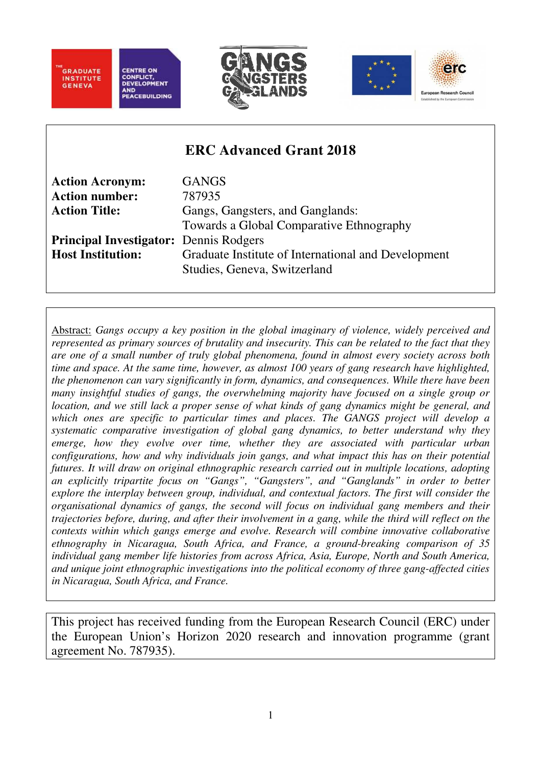# ERC Advanced Grant 2018

| | |
|---|---|
| **Action Acronym:** | GANGS |
| **Action number:** | 787935 |
| **Action Title:** | Gangs, Gangsters, and Ganglands: Towards a Global Comparative Ethnography |
| **Principal Investigator:** | Dennis Rodgers |
| **Host Institution:** | Graduate Institute of International and Development Studies, Geneva, Switzerland |

Abstract: *Gangs occupy a key position in the global imaginary of violence, widely perceived and represented as primary sources of brutality and insecurity. This can be related to the fact that they are one of a small number of truly global phenomena, found in almost every society across both time and space. At the same time, however, as almost 100 years of gang research have highlighted, the phenomenon can vary significantly in form, dynamics, and consequences. While there have been many insightful studies of gangs, the overwhelming majority have focused on a single group or location, and we still lack a proper sense of what kinds of gang dynamics might be general, and which ones are specific to particular times and places. The GANGS project will develop a systematic comparative investigation of global gang dynamics, to better understand why they emerge, how they evolve over time, whether they are associated with particular urban configurations, how and why individuals join gangs, and what impact this has on their potential futures. It will draw on original ethnographic research carried out in multiple locations, adopting an explicitly tripartite focus on "Gangs", "Gangsters", and "Ganglands" in order to better explore the interplay between group, individual, and contextual factors. The first will consider the organisational dynamics of gangs, the second will focus on individual gang members and their trajectories before, during, and after their involvement in a gang, while the third will reflect on the contexts within which gangs emerge and evolve. Research will combine innovative collaborative ethnography in Nicaragua, South Africa, and France, a ground-breaking comparison of 35 individual gang member life histories from across Africa, Asia, Europe, North and South America, and unique joint ethnographic investigations into the political economy of three gang-affected cities in Nicaragua, South Africa, and France.*

This project has received funding from the European Research Council (ERC) under the European Union's Horizon 2020 research and innovation programme (grant agreement No. 787935).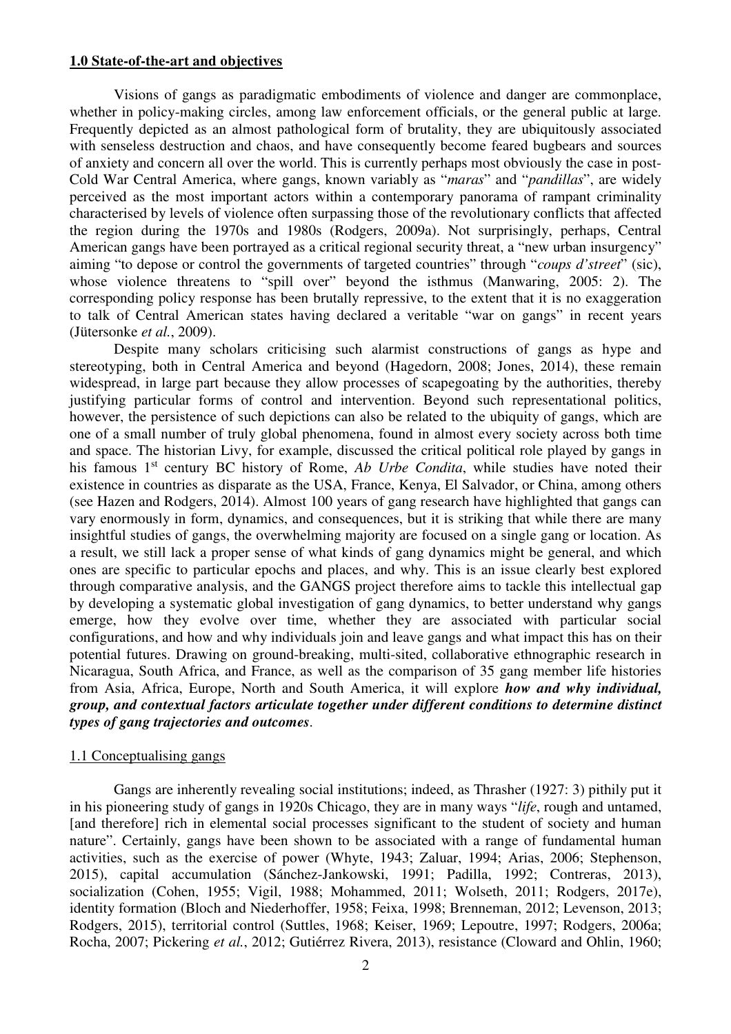## 1.0 State-of-the-art and objectives

Visions of gangs as paradigmatic embodiments of violence and danger are commonplace, whether in policy-making circles, among law enforcement officials, or the general public at large. Frequently depicted as an almost pathological form of brutality, they are ubiquitously associated with senseless destruction and chaos, and have consequently become feared bugbears and sources of anxiety and concern all over the world. This is currently perhaps most obviously the case in post-Cold War Central America, where gangs, known variably as "*maras*" and "*pandillas*", are widely perceived as the most important actors within a contemporary panorama of rampant criminality characterised by levels of violence often surpassing those of the revolutionary conflicts that affected the region during the 1970s and 1980s (Rodgers, 2009a). Not surprisingly, perhaps, Central American gangs have been portrayed as a critical regional security threat, a "new urban insurgency" aiming "to depose or control the governments of targeted countries" through "*coups d'street*" (sic), whose violence threatens to "spill over" beyond the isthmus (Manwaring, 2005: 2). The corresponding policy response has been brutally repressive, to the extent that it is no exaggeration to talk of Central American states having declared a veritable "war on gangs" in recent years (Jütersonke *et al.*, 2009).

Despite many scholars criticising such alarmist constructions of gangs as hype and stereotyping, both in Central America and beyond (Hagedorn, 2008; Jones, 2014), these remain widespread, in large part because they allow processes of scapegoating by the authorities, thereby justifying particular forms of control and intervention. Beyond such representational politics, however, the persistence of such depictions can also be related to the ubiquity of gangs, which are one of a small number of truly global phenomena, found in almost every society across both time and space. The historian Livy, for example, discussed the critical political role played by gangs in his famous 1st century BC history of Rome, *Ab Urbe Condita*, while studies have noted their existence in countries as disparate as the USA, France, Kenya, El Salvador, or China, among others (see Hazen and Rodgers, 2014). Almost 100 years of gang research have highlighted that gangs can vary enormously in form, dynamics, and consequences, but it is striking that while there are many insightful studies of gangs, the overwhelming majority are focused on a single gang or location. As a result, we still lack a proper sense of what kinds of gang dynamics might be general, and which ones are specific to particular epochs and places, and why. This is an issue clearly best explored through comparative analysis, and the GANGS project therefore aims to tackle this intellectual gap by developing a systematic global investigation of gang dynamics, to better understand why gangs emerge, how they evolve over time, whether they are associated with particular social configurations, and how and why individuals join and leave gangs and what impact this has on their potential futures. Drawing on ground-breaking, multi-sited, collaborative ethnographic research in Nicaragua, South Africa, and France, as well as the comparison of 35 gang member life histories from Asia, Africa, Europe, North and South America, it will explore ***how and why individual, group, and contextual factors articulate together under different conditions to determine distinct types of gang trajectories and outcomes***.

### 1.1 Conceptualising gangs

Gangs are inherently revealing social institutions; indeed, as Thrasher (1927: 3) pithily put it in his pioneering study of gangs in 1920s Chicago, they are in many ways "*life*, rough and untamed, [and therefore] rich in elemental social processes significant to the student of society and human nature". Certainly, gangs have been shown to be associated with a range of fundamental human activities, such as the exercise of power (Whyte, 1943; Zaluar, 1994; Arias, 2006; Stephenson, 2015), capital accumulation (Sánchez-Jankowski, 1991; Padilla, 1992; Contreras, 2013), socialization (Cohen, 1955; Vigil, 1988; Mohammed, 2011; Wolseth, 2011; Rodgers, 2017e), identity formation (Bloch and Niederhoffer, 1958; Feixa, 1998; Brenneman, 2012; Levenson, 2013; Rodgers, 2015), territorial control (Suttles, 1968; Keiser, 1969; Lepoutre, 1997; Rodgers, 2006a; Rocha, 2007; Pickering *et al.*, 2012; Gutiérrez Rivera, 2013), resistance (Cloward and Ohlin, 1960;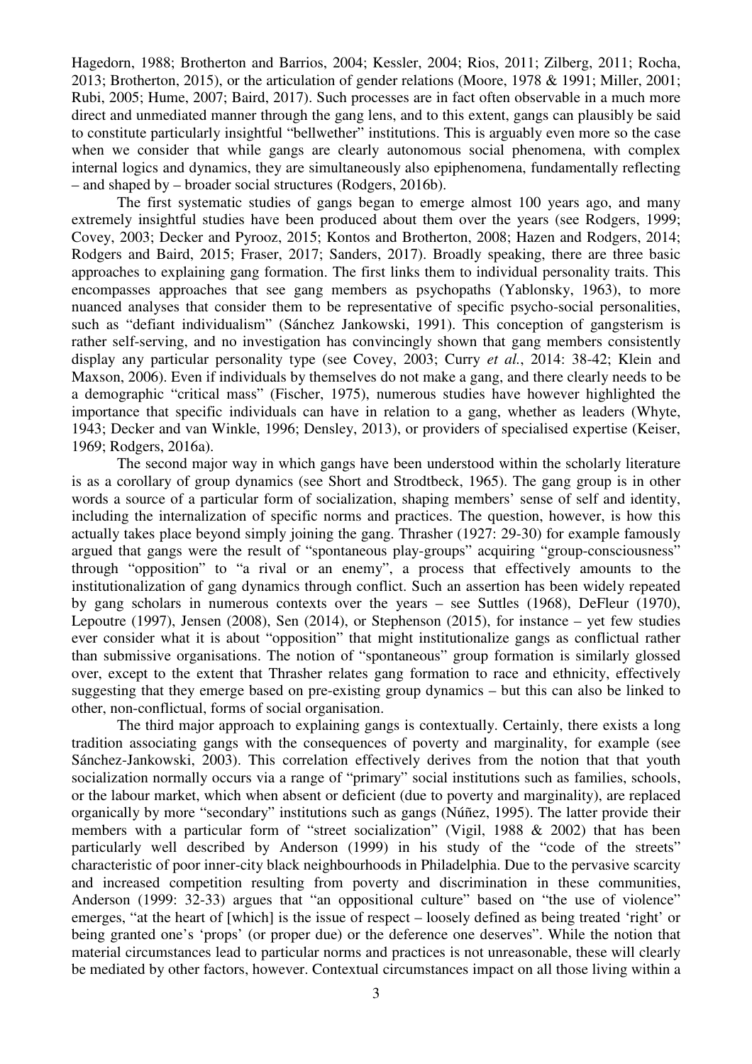Hagedorn, 1988; Brotherton and Barrios, 2004; Kessler, 2004; Rios, 2011; Zilberg, 2011; Rocha, 2013; Brotherton, 2015), or the articulation of gender relations (Moore, 1978 & 1991; Miller, 2001; Rubi, 2005; Hume, 2007; Baird, 2017). Such processes are in fact often observable in a much more direct and unmediated manner through the gang lens, and to this extent, gangs can plausibly be said to constitute particularly insightful "bellwether" institutions. This is arguably even more so the case when we consider that while gangs are clearly autonomous social phenomena, with complex internal logics and dynamics, they are simultaneously also epiphenomena, fundamentally reflecting – and shaped by – broader social structures (Rodgers, 2016b).

The first systematic studies of gangs began to emerge almost 100 years ago, and many extremely insightful studies have been produced about them over the years (see Rodgers, 1999; Covey, 2003; Decker and Pyrooz, 2015; Kontos and Brotherton, 2008; Hazen and Rodgers, 2014; Rodgers and Baird, 2015; Fraser, 2017; Sanders, 2017). Broadly speaking, there are three basic approaches to explaining gang formation. The first links them to individual personality traits. This encompasses approaches that see gang members as psychopaths (Yablonsky, 1963), to more nuanced analyses that consider them to be representative of specific psycho-social personalities, such as "defiant individualism" (Sánchez Jankowski, 1991). This conception of gangsterism is rather self-serving, and no investigation has convincingly shown that gang members consistently display any particular personality type (see Covey, 2003; Curry *et al.*, 2014: 38-42; Klein and Maxson, 2006). Even if individuals by themselves do not make a gang, and there clearly needs to be a demographic "critical mass" (Fischer, 1975), numerous studies have however highlighted the importance that specific individuals can have in relation to a gang, whether as leaders (Whyte, 1943; Decker and van Winkle, 1996; Densley, 2013), or providers of specialised expertise (Keiser, 1969; Rodgers, 2016a).

The second major way in which gangs have been understood within the scholarly literature is as a corollary of group dynamics (see Short and Strodtbeck, 1965). The gang group is in other words a source of a particular form of socialization, shaping members' sense of self and identity, including the internalization of specific norms and practices. The question, however, is how this actually takes place beyond simply joining the gang. Thrasher (1927: 29-30) for example famously argued that gangs were the result of "spontaneous play-groups" acquiring "group-consciousness" through "opposition" to "a rival or an enemy", a process that effectively amounts to the institutionalization of gang dynamics through conflict. Such an assertion has been widely repeated by gang scholars in numerous contexts over the years – see Suttles (1968), DeFleur (1970), Lepoutre (1997), Jensen (2008), Sen (2014), or Stephenson (2015), for instance – yet few studies ever consider what it is about "opposition" that might institutionalize gangs as conflictual rather than submissive organisations. The notion of "spontaneous" group formation is similarly glossed over, except to the extent that Thrasher relates gang formation to race and ethnicity, effectively suggesting that they emerge based on pre-existing group dynamics – but this can also be linked to other, non-conflictual, forms of social organisation.

The third major approach to explaining gangs is contextually. Certainly, there exists a long tradition associating gangs with the consequences of poverty and marginality, for example (see Sánchez-Jankowski, 2003). This correlation effectively derives from the notion that that youth socialization normally occurs via a range of "primary" social institutions such as families, schools, or the labour market, which when absent or deficient (due to poverty and marginality), are replaced organically by more "secondary" institutions such as gangs (Núñez, 1995). The latter provide their members with a particular form of "street socialization" (Vigil, 1988 & 2002) that has been particularly well described by Anderson (1999) in his study of the "code of the streets" characteristic of poor inner-city black neighbourhoods in Philadelphia. Due to the pervasive scarcity and increased competition resulting from poverty and discrimination in these communities, Anderson (1999: 32-33) argues that "an oppositional culture" based on "the use of violence" emerges, "at the heart of [which] is the issue of respect – loosely defined as being treated 'right' or being granted one's 'props' (or proper due) or the deference one deserves". While the notion that material circumstances lead to particular norms and practices is not unreasonable, these will clearly be mediated by other factors, however. Contextual circumstances impact on all those living within a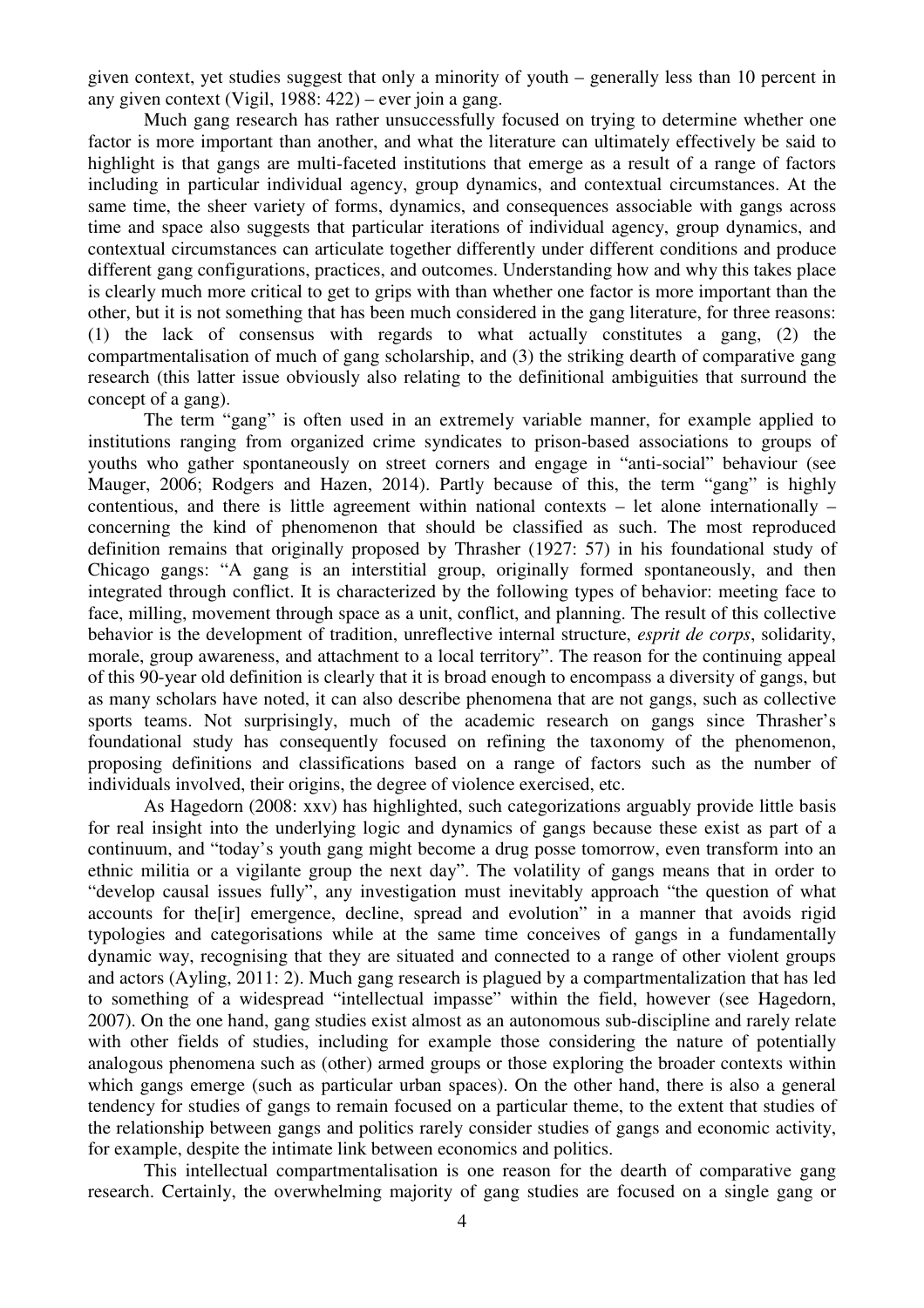given context, yet studies suggest that only a minority of youth – generally less than 10 percent in any given context (Vigil, 1988: 422) – ever join a gang.

Much gang research has rather unsuccessfully focused on trying to determine whether one factor is more important than another, and what the literature can ultimately effectively be said to highlight is that gangs are multi-faceted institutions that emerge as a result of a range of factors including in particular individual agency, group dynamics, and contextual circumstances. At the same time, the sheer variety of forms, dynamics, and consequences associable with gangs across time and space also suggests that particular iterations of individual agency, group dynamics, and contextual circumstances can articulate together differently under different conditions and produce different gang configurations, practices, and outcomes. Understanding how and why this takes place is clearly much more critical to get to grips with than whether one factor is more important than the other, but it is not something that has been much considered in the gang literature, for three reasons: (1) the lack of consensus with regards to what actually constitutes a gang, (2) the compartmentalisation of much of gang scholarship, and (3) the striking dearth of comparative gang research (this latter issue obviously also relating to the definitional ambiguities that surround the concept of a gang).

The term "gang" is often used in an extremely variable manner, for example applied to institutions ranging from organized crime syndicates to prison-based associations to groups of youths who gather spontaneously on street corners and engage in "anti-social" behaviour (see Mauger, 2006; Rodgers and Hazen, 2014). Partly because of this, the term "gang" is highly contentious, and there is little agreement within national contexts – let alone internationally – concerning the kind of phenomenon that should be classified as such. The most reproduced definition remains that originally proposed by Thrasher (1927: 57) in his foundational study of Chicago gangs: "A gang is an interstitial group, originally formed spontaneously, and then integrated through conflict. It is characterized by the following types of behavior: meeting face to face, milling, movement through space as a unit, conflict, and planning. The result of this collective behavior is the development of tradition, unreflective internal structure, *esprit de corps*, solidarity, morale, group awareness, and attachment to a local territory". The reason for the continuing appeal of this 90-year old definition is clearly that it is broad enough to encompass a diversity of gangs, but as many scholars have noted, it can also describe phenomena that are not gangs, such as collective sports teams. Not surprisingly, much of the academic research on gangs since Thrasher's foundational study has consequently focused on refining the taxonomy of the phenomenon, proposing definitions and classifications based on a range of factors such as the number of individuals involved, their origins, the degree of violence exercised, etc.

As Hagedorn (2008: xxv) has highlighted, such categorizations arguably provide little basis for real insight into the underlying logic and dynamics of gangs because these exist as part of a continuum, and "today's youth gang might become a drug posse tomorrow, even transform into an ethnic militia or a vigilante group the next day". The volatility of gangs means that in order to "develop causal issues fully", any investigation must inevitably approach "the question of what accounts for the[ir] emergence, decline, spread and evolution" in a manner that avoids rigid typologies and categorisations while at the same time conceives of gangs in a fundamentally dynamic way, recognising that they are situated and connected to a range of other violent groups and actors (Ayling, 2011: 2). Much gang research is plagued by a compartmentalization that has led to something of a widespread "intellectual impasse" within the field, however (see Hagedorn, 2007). On the one hand, gang studies exist almost as an autonomous sub-discipline and rarely relate with other fields of studies, including for example those considering the nature of potentially analogous phenomena such as (other) armed groups or those exploring the broader contexts within which gangs emerge (such as particular urban spaces). On the other hand, there is also a general tendency for studies of gangs to remain focused on a particular theme, to the extent that studies of the relationship between gangs and politics rarely consider studies of gangs and economic activity, for example, despite the intimate link between economics and politics.

This intellectual compartmentalisation is one reason for the dearth of comparative gang research. Certainly, the overwhelming majority of gang studies are focused on a single gang or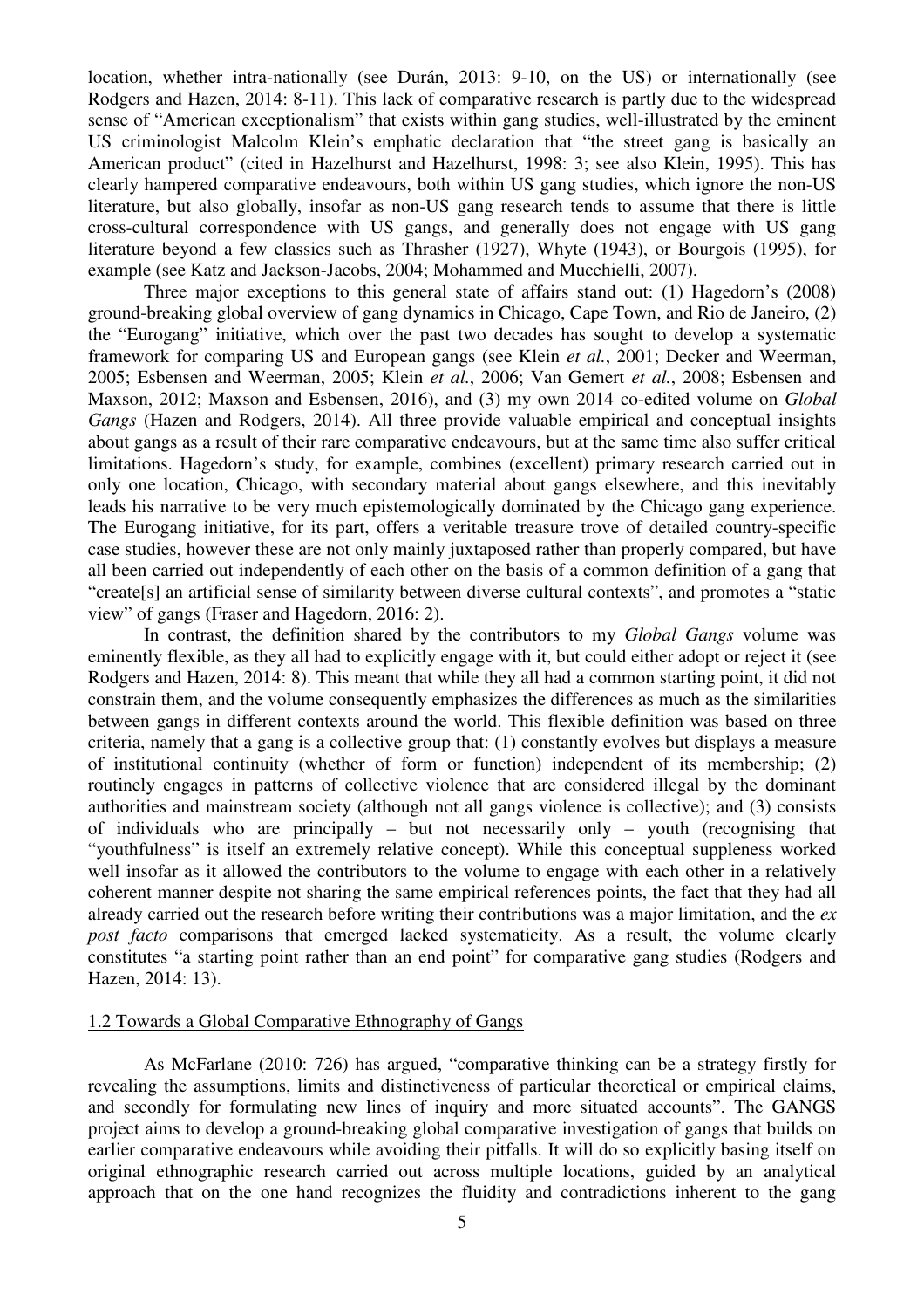location, whether intra-nationally (see Durán, 2013: 9-10, on the US) or internationally (see Rodgers and Hazen, 2014: 8-11). This lack of comparative research is partly due to the widespread sense of "American exceptionalism" that exists within gang studies, well-illustrated by the eminent US criminologist Malcolm Klein's emphatic declaration that "the street gang is basically an American product" (cited in Hazelhurst and Hazelhurst, 1998: 3; see also Klein, 1995). This has clearly hampered comparative endeavours, both within US gang studies, which ignore the non-US literature, but also globally, insofar as non-US gang research tends to assume that there is little cross-cultural correspondence with US gangs, and generally does not engage with US gang literature beyond a few classics such as Thrasher (1927), Whyte (1943), or Bourgois (1995), for example (see Katz and Jackson-Jacobs, 2004; Mohammed and Mucchielli, 2007).

Three major exceptions to this general state of affairs stand out: (1) Hagedorn's (2008) ground-breaking global overview of gang dynamics in Chicago, Cape Town, and Rio de Janeiro, (2) the "Eurogang" initiative, which over the past two decades has sought to develop a systematic framework for comparing US and European gangs (see Klein *et al.*, 2001; Decker and Weerman, 2005; Esbensen and Weerman, 2005; Klein *et al.*, 2006; Van Gemert *et al.*, 2008; Esbensen and Maxson, 2012; Maxson and Esbensen, 2016), and (3) my own 2014 co-edited volume on *Global Gangs* (Hazen and Rodgers, 2014). All three provide valuable empirical and conceptual insights about gangs as a result of their rare comparative endeavours, but at the same time also suffer critical limitations. Hagedorn's study, for example, combines (excellent) primary research carried out in only one location, Chicago, with secondary material about gangs elsewhere, and this inevitably leads his narrative to be very much epistemologically dominated by the Chicago gang experience. The Eurogang initiative, for its part, offers a veritable treasure trove of detailed country-specific case studies, however these are not only mainly juxtaposed rather than properly compared, but have all been carried out independently of each other on the basis of a common definition of a gang that "create[s] an artificial sense of similarity between diverse cultural contexts", and promotes a "static view" of gangs (Fraser and Hagedorn, 2016: 2).

In contrast, the definition shared by the contributors to my *Global Gangs* volume was eminently flexible, as they all had to explicitly engage with it, but could either adopt or reject it (see Rodgers and Hazen, 2014: 8). This meant that while they all had a common starting point, it did not constrain them, and the volume consequently emphasizes the differences as much as the similarities between gangs in different contexts around the world. This flexible definition was based on three criteria, namely that a gang is a collective group that: (1) constantly evolves but displays a measure of institutional continuity (whether of form or function) independent of its membership; (2) routinely engages in patterns of collective violence that are considered illegal by the dominant authorities and mainstream society (although not all gangs violence is collective); and (3) consists of individuals who are principally – but not necessarily only – youth (recognising that "youthfulness" is itself an extremely relative concept). While this conceptual suppleness worked well insofar as it allowed the contributors to the volume to engage with each other in a relatively coherent manner despite not sharing the same empirical references points, the fact that they had all already carried out the research before writing their contributions was a major limitation, and the *ex post facto* comparisons that emerged lacked systematicity. As a result, the volume clearly constitutes "a starting point rather than an end point" for comparative gang studies (Rodgers and Hazen, 2014: 13).

## 1.2 Towards a Global Comparative Ethnography of Gangs

As McFarlane (2010: 726) has argued, "comparative thinking can be a strategy firstly for revealing the assumptions, limits and distinctiveness of particular theoretical or empirical claims, and secondly for formulating new lines of inquiry and more situated accounts". The GANGS project aims to develop a ground-breaking global comparative investigation of gangs that builds on earlier comparative endeavours while avoiding their pitfalls. It will do so explicitly basing itself on original ethnographic research carried out across multiple locations, guided by an analytical approach that on the one hand recognizes the fluidity and contradictions inherent to the gang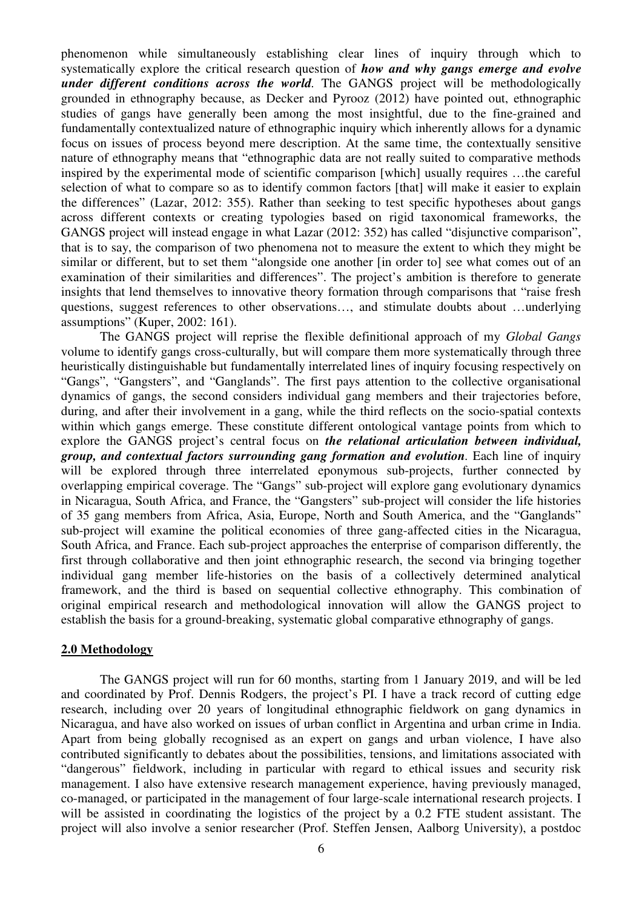phenomenon while simultaneously establishing clear lines of inquiry through which to systematically explore the critical research question of ***how and why gangs emerge and evolve under different conditions across the world***. The GANGS project will be methodologically grounded in ethnography because, as Decker and Pyrooz (2012) have pointed out, ethnographic studies of gangs have generally been among the most insightful, due to the fine-grained and fundamentally contextualized nature of ethnographic inquiry which inherently allows for a dynamic focus on issues of process beyond mere description. At the same time, the contextually sensitive nature of ethnography means that "ethnographic data are not really suited to comparative methods inspired by the experimental mode of scientific comparison [which] usually requires …the careful selection of what to compare so as to identify common factors [that] will make it easier to explain the differences" (Lazar, 2012: 355). Rather than seeking to test specific hypotheses about gangs across different contexts or creating typologies based on rigid taxonomical frameworks, the GANGS project will instead engage in what Lazar (2012: 352) has called "disjunctive comparison", that is to say, the comparison of two phenomena not to measure the extent to which they might be similar or different, but to set them "alongside one another [in order to] see what comes out of an examination of their similarities and differences". The project's ambition is therefore to generate insights that lend themselves to innovative theory formation through comparisons that "raise fresh questions, suggest references to other observations…, and stimulate doubts about …underlying assumptions" (Kuper, 2002: 161).

The GANGS project will reprise the flexible definitional approach of my *Global Gangs* volume to identify gangs cross-culturally, but will compare them more systematically through three heuristically distinguishable but fundamentally interrelated lines of inquiry focusing respectively on "Gangs", "Gangsters", and "Ganglands". The first pays attention to the collective organisational dynamics of gangs, the second considers individual gang members and their trajectories before, during, and after their involvement in a gang, while the third reflects on the socio-spatial contexts within which gangs emerge. These constitute different ontological vantage points from which to explore the GANGS project's central focus on ***the relational articulation between individual, group, and contextual factors surrounding gang formation and evolution***. Each line of inquiry will be explored through three interrelated eponymous sub-projects, further connected by overlapping empirical coverage. The "Gangs" sub-project will explore gang evolutionary dynamics in Nicaragua, South Africa, and France, the "Gangsters" sub-project will consider the life histories of 35 gang members from Africa, Asia, Europe, North and South America, and the "Ganglands" sub-project will examine the political economies of three gang-affected cities in the Nicaragua, South Africa, and France. Each sub-project approaches the enterprise of comparison differently, the first through collaborative and then joint ethnographic research, the second via bringing together individual gang member life-histories on the basis of a collectively determined analytical framework, and the third is based on sequential collective ethnography. This combination of original empirical research and methodological innovation will allow the GANGS project to establish the basis for a ground-breaking, systematic global comparative ethnography of gangs.

## 2.0 Methodology

The GANGS project will run for 60 months, starting from 1 January 2019, and will be led and coordinated by Prof. Dennis Rodgers, the project's PI. I have a track record of cutting edge research, including over 20 years of longitudinal ethnographic fieldwork on gang dynamics in Nicaragua, and have also worked on issues of urban conflict in Argentina and urban crime in India. Apart from being globally recognised as an expert on gangs and urban violence, I have also contributed significantly to debates about the possibilities, tensions, and limitations associated with "dangerous" fieldwork, including in particular with regard to ethical issues and security risk management. I also have extensive research management experience, having previously managed, co-managed, or participated in the management of four large-scale international research projects. I will be assisted in coordinating the logistics of the project by a 0.2 FTE student assistant. The project will also involve a senior researcher (Prof. Steffen Jensen, Aalborg University), a postdoc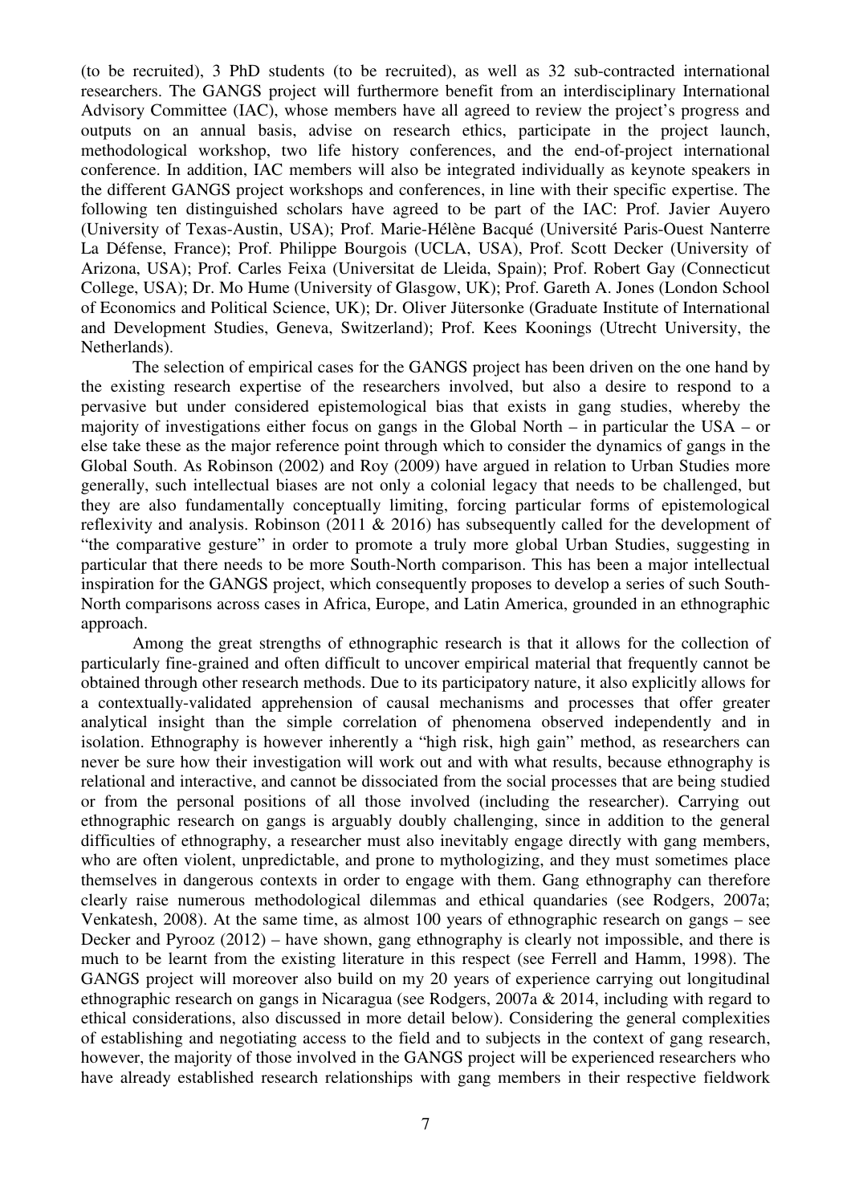(to be recruited), 3 PhD students (to be recruited), as well as 32 sub-contracted international researchers. The GANGS project will furthermore benefit from an interdisciplinary International Advisory Committee (IAC), whose members have all agreed to review the project's progress and outputs on an annual basis, advise on research ethics, participate in the project launch, methodological workshop, two life history conferences, and the end-of-project international conference. In addition, IAC members will also be integrated individually as keynote speakers in the different GANGS project workshops and conferences, in line with their specific expertise. The following ten distinguished scholars have agreed to be part of the IAC: Prof. Javier Auyero (University of Texas-Austin, USA); Prof. Marie-Hélène Bacqué (Université Paris-Ouest Nanterre La Défense, France); Prof. Philippe Bourgois (UCLA, USA), Prof. Scott Decker (University of Arizona, USA); Prof. Carles Feixa (Universitat de Lleida, Spain); Prof. Robert Gay (Connecticut College, USA); Dr. Mo Hume (University of Glasgow, UK); Prof. Gareth A. Jones (London School of Economics and Political Science, UK); Dr. Oliver Jütersonke (Graduate Institute of International and Development Studies, Geneva, Switzerland); Prof. Kees Koonings (Utrecht University, the Netherlands).

The selection of empirical cases for the GANGS project has been driven on the one hand by the existing research expertise of the researchers involved, but also a desire to respond to a pervasive but under considered epistemological bias that exists in gang studies, whereby the majority of investigations either focus on gangs in the Global North – in particular the USA – or else take these as the major reference point through which to consider the dynamics of gangs in the Global South. As Robinson (2002) and Roy (2009) have argued in relation to Urban Studies more generally, such intellectual biases are not only a colonial legacy that needs to be challenged, but they are also fundamentally conceptually limiting, forcing particular forms of epistemological reflexivity and analysis. Robinson (2011 & 2016) has subsequently called for the development of "the comparative gesture" in order to promote a truly more global Urban Studies, suggesting in particular that there needs to be more South-North comparison. This has been a major intellectual inspiration for the GANGS project, which consequently proposes to develop a series of such South-North comparisons across cases in Africa, Europe, and Latin America, grounded in an ethnographic approach.

Among the great strengths of ethnographic research is that it allows for the collection of particularly fine-grained and often difficult to uncover empirical material that frequently cannot be obtained through other research methods. Due to its participatory nature, it also explicitly allows for a contextually-validated apprehension of causal mechanisms and processes that offer greater analytical insight than the simple correlation of phenomena observed independently and in isolation. Ethnography is however inherently a "high risk, high gain" method, as researchers can never be sure how their investigation will work out and with what results, because ethnography is relational and interactive, and cannot be dissociated from the social processes that are being studied or from the personal positions of all those involved (including the researcher). Carrying out ethnographic research on gangs is arguably doubly challenging, since in addition to the general difficulties of ethnography, a researcher must also inevitably engage directly with gang members, who are often violent, unpredictable, and prone to mythologizing, and they must sometimes place themselves in dangerous contexts in order to engage with them. Gang ethnography can therefore clearly raise numerous methodological dilemmas and ethical quandaries (see Rodgers, 2007a; Venkatesh, 2008). At the same time, as almost 100 years of ethnographic research on gangs – see Decker and Pyrooz (2012) – have shown, gang ethnography is clearly not impossible, and there is much to be learnt from the existing literature in this respect (see Ferrell and Hamm, 1998). The GANGS project will moreover also build on my 20 years of experience carrying out longitudinal ethnographic research on gangs in Nicaragua (see Rodgers, 2007a & 2014, including with regard to ethical considerations, also discussed in more detail below). Considering the general complexities of establishing and negotiating access to the field and to subjects in the context of gang research, however, the majority of those involved in the GANGS project will be experienced researchers who have already established research relationships with gang members in their respective fieldwork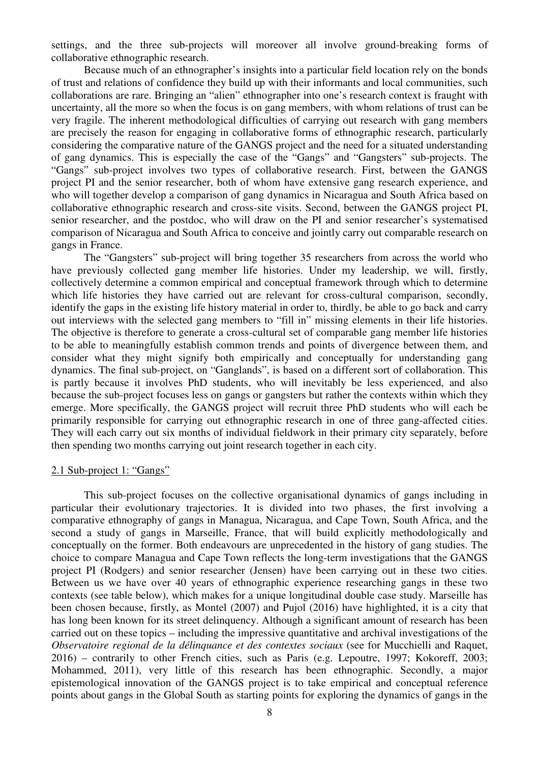settings, and the three sub-projects will moreover all involve ground-breaking forms of collaborative ethnographic research.

Because much of an ethnographer's insights into a particular field location rely on the bonds of trust and relations of confidence they build up with their informants and local communities, such collaborations are rare. Bringing an "alien" ethnographer into one's research context is fraught with uncertainty, all the more so when the focus is on gang members, with whom relations of trust can be very fragile. The inherent methodological difficulties of carrying out research with gang members are precisely the reason for engaging in collaborative forms of ethnographic research, particularly considering the comparative nature of the GANGS project and the need for a situated understanding of gang dynamics. This is especially the case of the "Gangs" and "Gangsters" sub-projects. The "Gangs" sub-project involves two types of collaborative research. First, between the GANGS project PI and the senior researcher, both of whom have extensive gang research experience, and who will together develop a comparison of gang dynamics in Nicaragua and South Africa based on collaborative ethnographic research and cross-site visits. Second, between the GANGS project PI, senior researcher, and the postdoc, who will draw on the PI and senior researcher's systematised comparison of Nicaragua and South Africa to conceive and jointly carry out comparable research on gangs in France.

The "Gangsters" sub-project will bring together 35 researchers from across the world who have previously collected gang member life histories. Under my leadership, we will, firstly, collectively determine a common empirical and conceptual framework through which to determine which life histories they have carried out are relevant for cross-cultural comparison, secondly, identify the gaps in the existing life history material in order to, thirdly, be able to go back and carry out interviews with the selected gang members to "fill in" missing elements in their life histories. The objective is therefore to generate a cross-cultural set of comparable gang member life histories to be able to meaningfully establish common trends and points of divergence between them, and consider what they might signify both empirically and conceptually for understanding gang dynamics. The final sub-project, on "Ganglands", is based on a different sort of collaboration. This is partly because it involves PhD students, who will inevitably be less experienced, and also because the sub-project focuses less on gangs or gangsters but rather the contexts within which they emerge. More specifically, the GANGS project will recruit three PhD students who will each be primarily responsible for carrying out ethnographic research in one of three gang-affected cities. They will each carry out six months of individual fieldwork in their primary city separately, before then spending two months carrying out joint research together in each city.

## 2.1 Sub-project 1: "Gangs"

This sub-project focuses on the collective organisational dynamics of gangs including in particular their evolutionary trajectories. It is divided into two phases, the first involving a comparative ethnography of gangs in Managua, Nicaragua, and Cape Town, South Africa, and the second a study of gangs in Marseille, France, that will build explicitly methodologically and conceptually on the former. Both endeavours are unprecedented in the history of gang studies. The choice to compare Managua and Cape Town reflects the long-term investigations that the GANGS project PI (Rodgers) and senior researcher (Jensen) have been carrying out in these two cities. Between us we have over 40 years of ethnographic experience researching gangs in these two contexts (see table below), which makes for a unique longitudinal double case study. Marseille has been chosen because, firstly, as Montel (2007) and Pujol (2016) have highlighted, it is a city that has long been known for its street delinquency. Although a significant amount of research has been carried out on these topics – including the impressive quantitative and archival investigations of the *Observatoire regional de la délinquance et des contextes sociaux* (see for Mucchielli and Raquet, 2016) – contrarily to other French cities, such as Paris (e.g. Lepoutre, 1997; Kokoreff, 2003; Mohammed, 2011), very little of this research has been ethnographic. Secondly, a major epistemological innovation of the GANGS project is to take empirical and conceptual reference points about gangs in the Global South as starting points for exploring the dynamics of gangs in the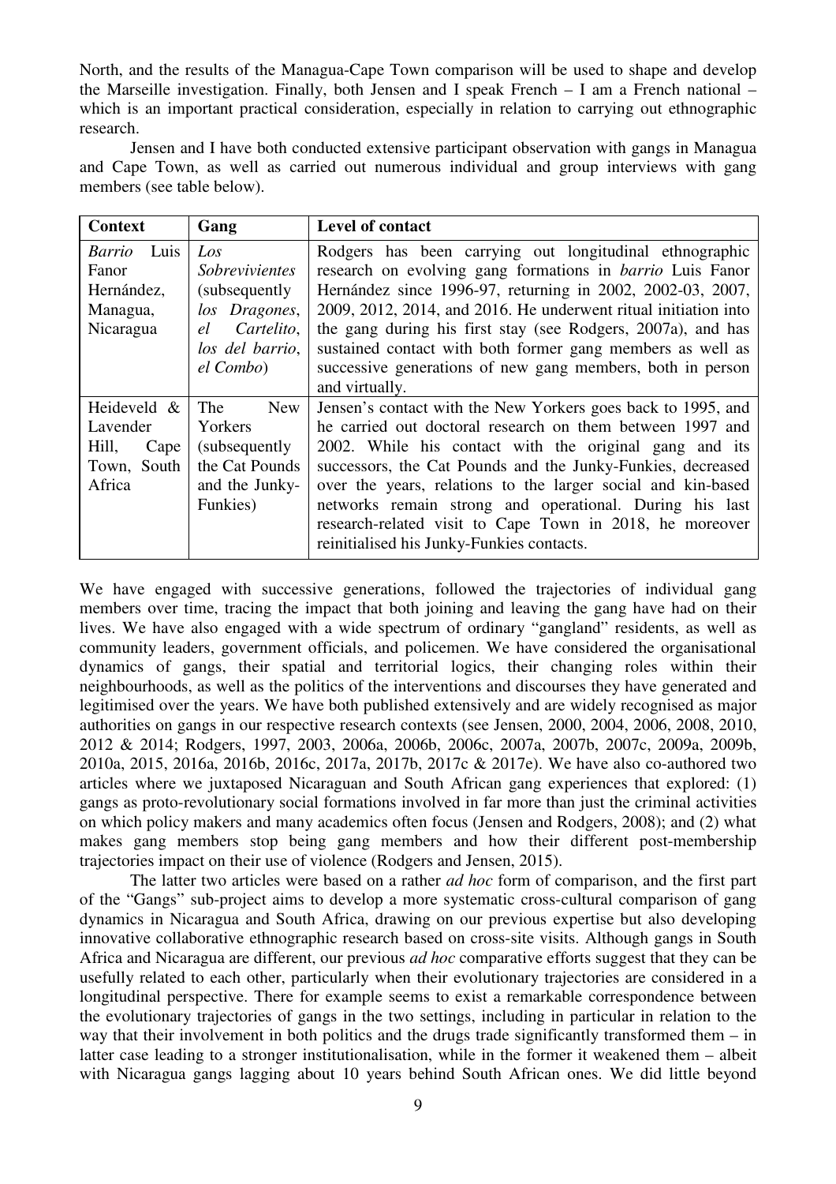North, and the results of the Managua-Cape Town comparison will be used to shape and develop the Marseille investigation. Finally, both Jensen and I speak French – I am a French national – which is an important practical consideration, especially in relation to carrying out ethnographic research.

Jensen and I have both conducted extensive participant observation with gangs in Managua and Cape Town, as well as carried out numerous individual and group interviews with gang members (see table below).

| **Context** | **Gang** | **Level of contact** |
|---|---|---|
| *Barrio* Luis Fanor Hernández, Managua, Nicaragua | *Los Sobrevivientes* (subsequently *los Dragones*, *el Cartelito*, *los del barrio*, *el Combo*) | Rodgers has been carrying out longitudinal ethnographic research on evolving gang formations in *barrio* Luis Fanor Hernández since 1996-97, returning in 2002, 2002-03, 2007, 2009, 2012, 2014, and 2016. He underwent ritual initiation into the gang during his first stay (see Rodgers, 2007a), and has sustained contact with both former gang members as well as successive generations of new gang members, both in person and virtually. |
| Heideveld & Lavender Hill, Cape Town, South Africa | The New Yorkers (subsequently the Cat Pounds and the Junky-Funkies) | Jensen's contact with the New Yorkers goes back to 1995, and he carried out doctoral research on them between 1997 and 2002. While his contact with the original gang and its successors, the Cat Pounds and the Junky-Funkies, decreased over the years, relations to the larger social and kin-based networks remain strong and operational. During his last research-related visit to Cape Town in 2018, he moreover reinitialised his Junky-Funkies contacts. |

We have engaged with successive generations, followed the trajectories of individual gang members over time, tracing the impact that both joining and leaving the gang have had on their lives. We have also engaged with a wide spectrum of ordinary "gangland" residents, as well as community leaders, government officials, and policemen. We have considered the organisational dynamics of gangs, their spatial and territorial logics, their changing roles within their neighbourhoods, as well as the politics of the interventions and discourses they have generated and legitimised over the years. We have both published extensively and are widely recognised as major authorities on gangs in our respective research contexts (see Jensen, 2000, 2004, 2006, 2008, 2010, 2012 & 2014; Rodgers, 1997, 2003, 2006a, 2006b, 2006c, 2007a, 2007b, 2007c, 2009a, 2009b, 2010a, 2015, 2016a, 2016b, 2016c, 2017a, 2017b, 2017c & 2017e). We have also co-authored two articles where we juxtaposed Nicaraguan and South African gang experiences that explored: (1) gangs as proto-revolutionary social formations involved in far more than just the criminal activities on which policy makers and many academics often focus (Jensen and Rodgers, 2008); and (2) what makes gang members stop being gang members and how their different post-membership trajectories impact on their use of violence (Rodgers and Jensen, 2015).

The latter two articles were based on a rather *ad hoc* form of comparison, and the first part of the "Gangs" sub-project aims to develop a more systematic cross-cultural comparison of gang dynamics in Nicaragua and South Africa, drawing on our previous expertise but also developing innovative collaborative ethnographic research based on cross-site visits. Although gangs in South Africa and Nicaragua are different, our previous *ad hoc* comparative efforts suggest that they can be usefully related to each other, particularly when their evolutionary trajectories are considered in a longitudinal perspective. There for example seems to exist a remarkable correspondence between the evolutionary trajectories of gangs in the two settings, including in particular in relation to the way that their involvement in both politics and the drugs trade significantly transformed them – in latter case leading to a stronger institutionalisation, while in the former it weakened them – albeit with Nicaragua gangs lagging about 10 years behind South African ones. We did little beyond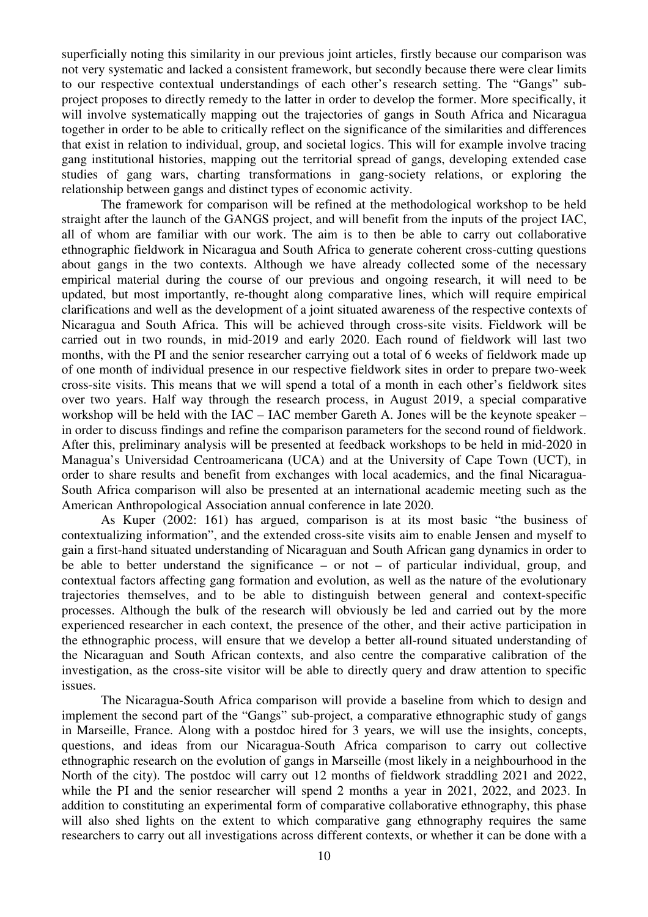superficially noting this similarity in our previous joint articles, firstly because our comparison was not very systematic and lacked a consistent framework, but secondly because there were clear limits to our respective contextual understandings of each other's research setting. The "Gangs" sub-project proposes to directly remedy to the latter in order to develop the former. More specifically, it will involve systematically mapping out the trajectories of gangs in South Africa and Nicaragua together in order to be able to critically reflect on the significance of the similarities and differences that exist in relation to individual, group, and societal logics. This will for example involve tracing gang institutional histories, mapping out the territorial spread of gangs, developing extended case studies of gang wars, charting transformations in gang-society relations, or exploring the relationship between gangs and distinct types of economic activity.

The framework for comparison will be refined at the methodological workshop to be held straight after the launch of the GANGS project, and will benefit from the inputs of the project IAC, all of whom are familiar with our work. The aim is to then be able to carry out collaborative ethnographic fieldwork in Nicaragua and South Africa to generate coherent cross-cutting questions about gangs in the two contexts. Although we have already collected some of the necessary empirical material during the course of our previous and ongoing research, it will need to be updated, but most importantly, re-thought along comparative lines, which will require empirical clarifications and well as the development of a joint situated awareness of the respective contexts of Nicaragua and South Africa. This will be achieved through cross-site visits. Fieldwork will be carried out in two rounds, in mid-2019 and early 2020. Each round of fieldwork will last two months, with the PI and the senior researcher carrying out a total of 6 weeks of fieldwork made up of one month of individual presence in our respective fieldwork sites in order to prepare two-week cross-site visits. This means that we will spend a total of a month in each other's fieldwork sites over two years. Half way through the research process, in August 2019, a special comparative workshop will be held with the IAC – IAC member Gareth A. Jones will be the keynote speaker – in order to discuss findings and refine the comparison parameters for the second round of fieldwork. After this, preliminary analysis will be presented at feedback workshops to be held in mid-2020 in Managua's Universidad Centroamericana (UCA) and at the University of Cape Town (UCT), in order to share results and benefit from exchanges with local academics, and the final Nicaragua-South Africa comparison will also be presented at an international academic meeting such as the American Anthropological Association annual conference in late 2020.

As Kuper (2002: 161) has argued, comparison is at its most basic "the business of contextualizing information", and the extended cross-site visits aim to enable Jensen and myself to gain a first-hand situated understanding of Nicaraguan and South African gang dynamics in order to be able to better understand the significance – or not – of particular individual, group, and contextual factors affecting gang formation and evolution, as well as the nature of the evolutionary trajectories themselves, and to be able to distinguish between general and context-specific processes. Although the bulk of the research will obviously be led and carried out by the more experienced researcher in each context, the presence of the other, and their active participation in the ethnographic process, will ensure that we develop a better all-round situated understanding of the Nicaraguan and South African contexts, and also centre the comparative calibration of the investigation, as the cross-site visitor will be able to directly query and draw attention to specific issues.

The Nicaragua-South Africa comparison will provide a baseline from which to design and implement the second part of the "Gangs" sub-project, a comparative ethnographic study of gangs in Marseille, France. Along with a postdoc hired for 3 years, we will use the insights, concepts, questions, and ideas from our Nicaragua-South Africa comparison to carry out collective ethnographic research on the evolution of gangs in Marseille (most likely in a neighbourhood in the North of the city). The postdoc will carry out 12 months of fieldwork straddling 2021 and 2022, while the PI and the senior researcher will spend 2 months a year in 2021, 2022, and 2023. In addition to constituting an experimental form of comparative collaborative ethnography, this phase will also shed lights on the extent to which comparative gang ethnography requires the same researchers to carry out all investigations across different contexts, or whether it can be done with a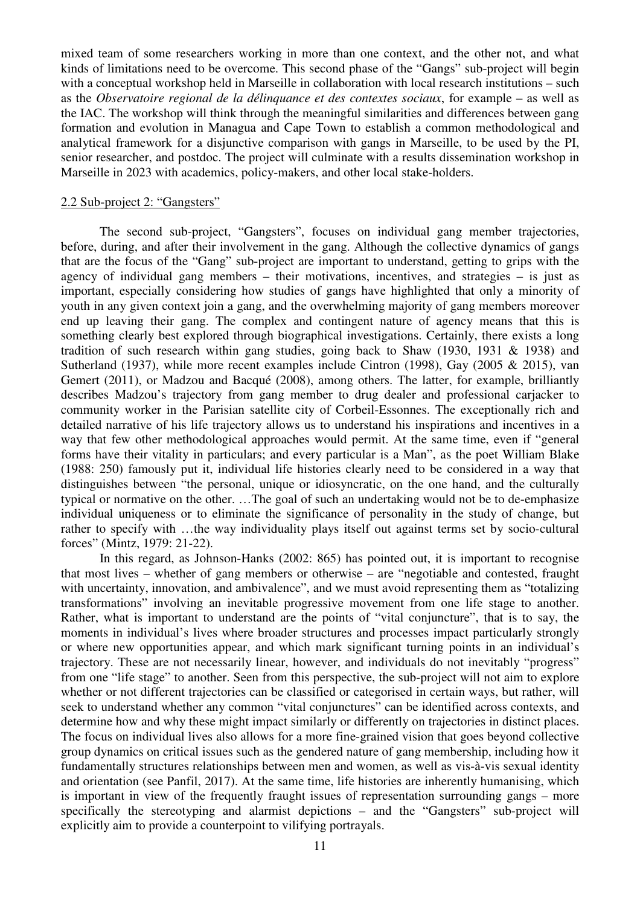mixed team of some researchers working in more than one context, and the other not, and what kinds of limitations need to be overcome. This second phase of the "Gangs" sub-project will begin with a conceptual workshop held in Marseille in collaboration with local research institutions – such as the *Observatoire regional de la délinquance et des contextes sociaux*, for example – as well as the IAC. The workshop will think through the meaningful similarities and differences between gang formation and evolution in Managua and Cape Town to establish a common methodological and analytical framework for a disjunctive comparison with gangs in Marseille, to be used by the PI, senior researcher, and postdoc. The project will culminate with a results dissemination workshop in Marseille in 2023 with academics, policy-makers, and other local stake-holders.

## 2.2 Sub-project 2: "Gangsters"

The second sub-project, "Gangsters", focuses on individual gang member trajectories, before, during, and after their involvement in the gang. Although the collective dynamics of gangs that are the focus of the "Gang" sub-project are important to understand, getting to grips with the agency of individual gang members – their motivations, incentives, and strategies – is just as important, especially considering how studies of gangs have highlighted that only a minority of youth in any given context join a gang, and the overwhelming majority of gang members moreover end up leaving their gang. The complex and contingent nature of agency means that this is something clearly best explored through biographical investigations. Certainly, there exists a long tradition of such research within gang studies, going back to Shaw (1930, 1931 & 1938) and Sutherland (1937), while more recent examples include Cintron (1998), Gay (2005 & 2015), van Gemert (2011), or Madzou and Bacqué (2008), among others. The latter, for example, brilliantly describes Madzou's trajectory from gang member to drug dealer and professional carjacker to community worker in the Parisian satellite city of Corbeil-Essonnes. The exceptionally rich and detailed narrative of his life trajectory allows us to understand his inspirations and incentives in a way that few other methodological approaches would permit. At the same time, even if "general forms have their vitality in particulars; and every particular is a Man", as the poet William Blake (1988: 250) famously put it, individual life histories clearly need to be considered in a way that distinguishes between "the personal, unique or idiosyncratic, on the one hand, and the culturally typical or normative on the other. …The goal of such an undertaking would not be to de-emphasize individual uniqueness or to eliminate the significance of personality in the study of change, but rather to specify with …the way individuality plays itself out against terms set by socio-cultural forces" (Mintz, 1979: 21-22).

In this regard, as Johnson-Hanks (2002: 865) has pointed out, it is important to recognise that most lives – whether of gang members or otherwise – are "negotiable and contested, fraught with uncertainty, innovation, and ambivalence", and we must avoid representing them as "totalizing transformations" involving an inevitable progressive movement from one life stage to another. Rather, what is important to understand are the points of "vital conjuncture", that is to say, the moments in individual's lives where broader structures and processes impact particularly strongly or where new opportunities appear, and which mark significant turning points in an individual's trajectory. These are not necessarily linear, however, and individuals do not inevitably "progress" from one "life stage" to another. Seen from this perspective, the sub-project will not aim to explore whether or not different trajectories can be classified or categorised in certain ways, but rather, will seek to understand whether any common "vital conjunctures" can be identified across contexts, and determine how and why these might impact similarly or differently on trajectories in distinct places. The focus on individual lives also allows for a more fine-grained vision that goes beyond collective group dynamics on critical issues such as the gendered nature of gang membership, including how it fundamentally structures relationships between men and women, as well as vis-à-vis sexual identity and orientation (see Panfil, 2017). At the same time, life histories are inherently humanising, which is important in view of the frequently fraught issues of representation surrounding gangs – more specifically the stereotyping and alarmist depictions – and the "Gangsters" sub-project will explicitly aim to provide a counterpoint to vilifying portrayals.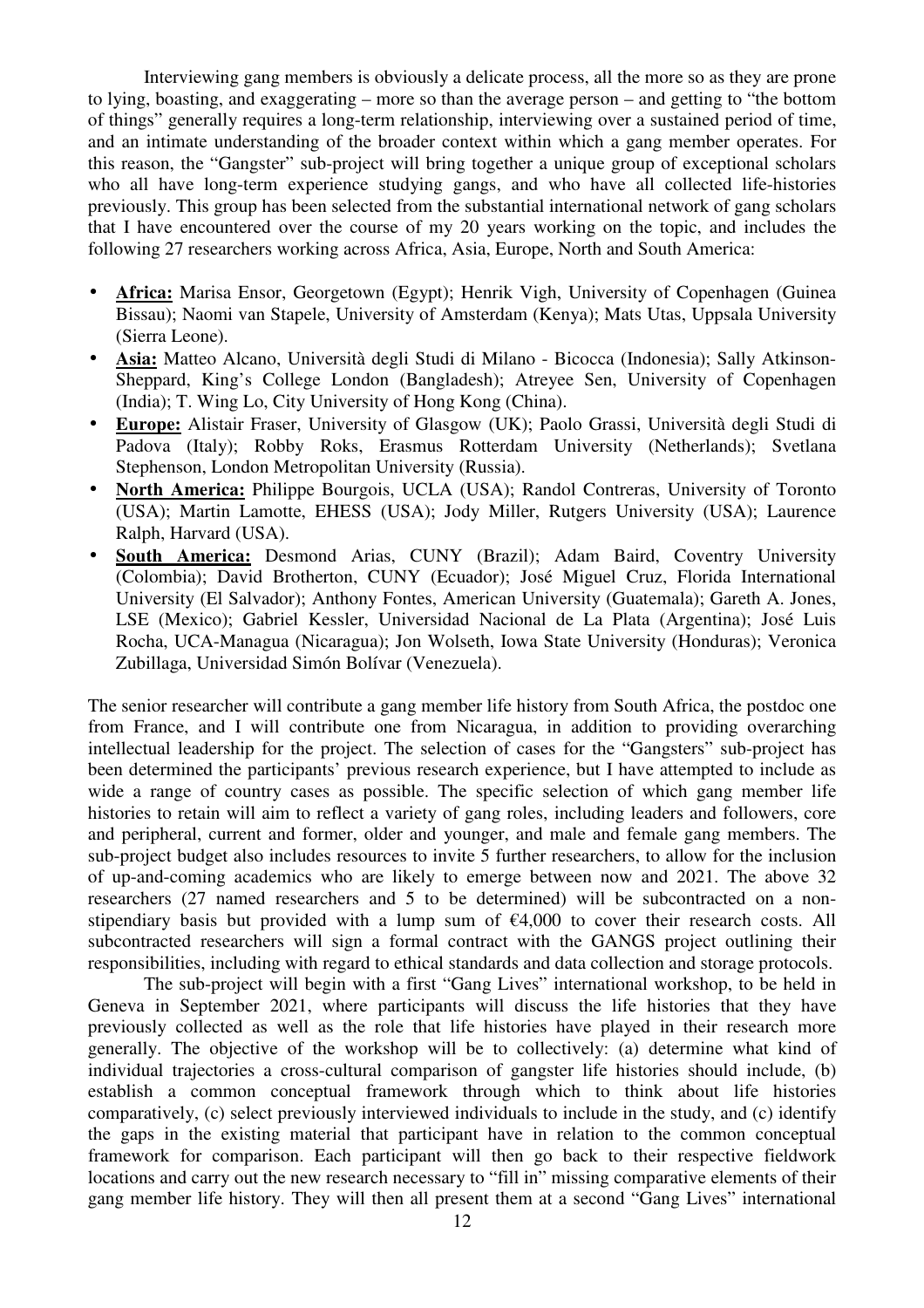Interviewing gang members is obviously a delicate process, all the more so as they are prone to lying, boasting, and exaggerating – more so than the average person – and getting to "the bottom of things" generally requires a long-term relationship, interviewing over a sustained period of time, and an intimate understanding of the broader context within which a gang member operates. For this reason, the "Gangster" sub-project will bring together a unique group of exceptional scholars who all have long-term experience studying gangs, and who have all collected life-histories previously. This group has been selected from the substantial international network of gang scholars that I have encountered over the course of my 20 years working on the topic, and includes the following 27 researchers working across Africa, Asia, Europe, North and South America:

- **Africa:** Marisa Ensor, Georgetown (Egypt); Henrik Vigh, University of Copenhagen (Guinea Bissau); Naomi van Stapele, University of Amsterdam (Kenya); Mats Utas, Uppsala University (Sierra Leone).
- **Asia:** Matteo Alcano, Università degli Studi di Milano - Bicocca (Indonesia); Sally Atkinson-Sheppard, King's College London (Bangladesh); Atreyee Sen, University of Copenhagen (India); T. Wing Lo, City University of Hong Kong (China).
- **Europe:** Alistair Fraser, University of Glasgow (UK); Paolo Grassi, Università degli Studi di Padova (Italy); Robby Roks, Erasmus Rotterdam University (Netherlands); Svetlana Stephenson, London Metropolitan University (Russia).
- **North America:** Philippe Bourgois, UCLA (USA); Randol Contreras, University of Toronto (USA); Martin Lamotte, EHESS (USA); Jody Miller, Rutgers University (USA); Laurence Ralph, Harvard (USA).
- **South America:** Desmond Arias, CUNY (Brazil); Adam Baird, Coventry University (Colombia); David Brotherton, CUNY (Ecuador); José Miguel Cruz, Florida International University (El Salvador); Anthony Fontes, American University (Guatemala); Gareth A. Jones, LSE (Mexico); Gabriel Kessler, Universidad Nacional de La Plata (Argentina); José Luis Rocha, UCA-Managua (Nicaragua); Jon Wolseth, Iowa State University (Honduras); Veronica Zubillaga, Universidad Simón Bolívar (Venezuela).

The senior researcher will contribute a gang member life history from South Africa, the postdoc one from France, and I will contribute one from Nicaragua, in addition to providing overarching intellectual leadership for the project. The selection of cases for the "Gangsters" sub-project has been determined the participants' previous research experience, but I have attempted to include as wide a range of country cases as possible. The specific selection of which gang member life histories to retain will aim to reflect a variety of gang roles, including leaders and followers, core and peripheral, current and former, older and younger, and male and female gang members. The sub-project budget also includes resources to invite 5 further researchers, to allow for the inclusion of up-and-coming academics who are likely to emerge between now and 2021. The above 32 researchers (27 named researchers and 5 to be determined) will be subcontracted on a non-stipendiary basis but provided with a lump sum of €4,000 to cover their research costs. All subcontracted researchers will sign a formal contract with the GANGS project outlining their responsibilities, including with regard to ethical standards and data collection and storage protocols.

The sub-project will begin with a first "Gang Lives" international workshop, to be held in Geneva in September 2021, where participants will discuss the life histories that they have previously collected as well as the role that life histories have played in their research more generally. The objective of the workshop will be to collectively: (a) determine what kind of individual trajectories a cross-cultural comparison of gangster life histories should include, (b) establish a common conceptual framework through which to think about life histories comparatively, (c) select previously interviewed individuals to include in the study, and (c) identify the gaps in the existing material that participant have in relation to the common conceptual framework for comparison. Each participant will then go back to their respective fieldwork locations and carry out the new research necessary to "fill in" missing comparative elements of their gang member life history. They will then all present them at a second "Gang Lives" international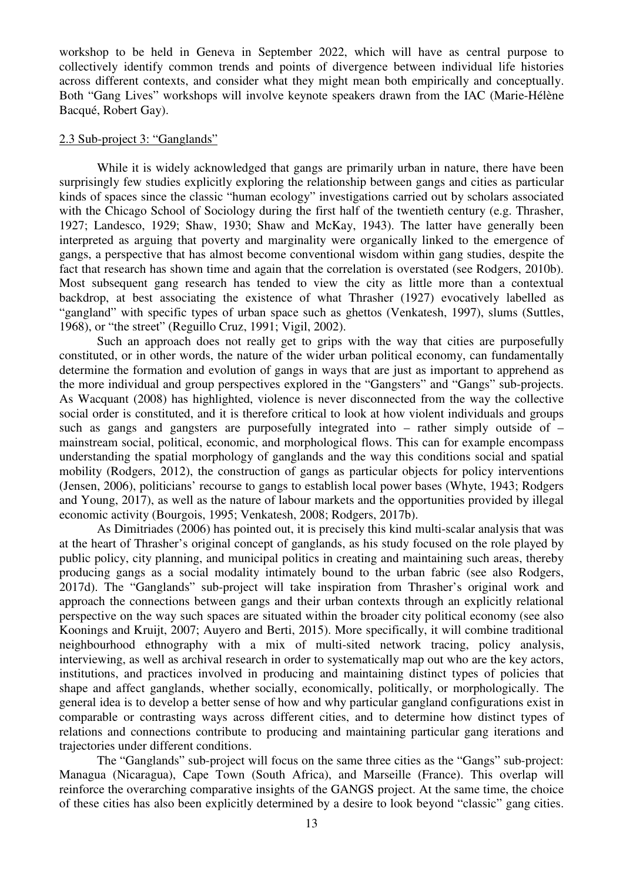workshop to be held in Geneva in September 2022, which will have as central purpose to collectively identify common trends and points of divergence between individual life histories across different contexts, and consider what they might mean both empirically and conceptually. Both "Gang Lives" workshops will involve keynote speakers drawn from the IAC (Marie-Hélène Bacqué, Robert Gay).

### 2.3 Sub-project 3: "Ganglands"

While it is widely acknowledged that gangs are primarily urban in nature, there have been surprisingly few studies explicitly exploring the relationship between gangs and cities as particular kinds of spaces since the classic "human ecology" investigations carried out by scholars associated with the Chicago School of Sociology during the first half of the twentieth century (e.g. Thrasher, 1927; Landesco, 1929; Shaw, 1930; Shaw and McKay, 1943). The latter have generally been interpreted as arguing that poverty and marginality were organically linked to the emergence of gangs, a perspective that has almost become conventional wisdom within gang studies, despite the fact that research has shown time and again that the correlation is overstated (see Rodgers, 2010b). Most subsequent gang research has tended to view the city as little more than a contextual backdrop, at best associating the existence of what Thrasher (1927) evocatively labelled as "gangland" with specific types of urban space such as ghettos (Venkatesh, 1997), slums (Suttles, 1968), or "the street" (Reguillo Cruz, 1991; Vigil, 2002).

Such an approach does not really get to grips with the way that cities are purposefully constituted, or in other words, the nature of the wider urban political economy, can fundamentally determine the formation and evolution of gangs in ways that are just as important to apprehend as the more individual and group perspectives explored in the "Gangsters" and "Gangs" sub-projects. As Wacquant (2008) has highlighted, violence is never disconnected from the way the collective social order is constituted, and it is therefore critical to look at how violent individuals and groups such as gangs and gangsters are purposefully integrated into – rather simply outside of – mainstream social, political, economic, and morphological flows. This can for example encompass understanding the spatial morphology of ganglands and the way this conditions social and spatial mobility (Rodgers, 2012), the construction of gangs as particular objects for policy interventions (Jensen, 2006), politicians' recourse to gangs to establish local power bases (Whyte, 1943; Rodgers and Young, 2017), as well as the nature of labour markets and the opportunities provided by illegal economic activity (Bourgois, 1995; Venkatesh, 2008; Rodgers, 2017b).

As Dimitriades (2006) has pointed out, it is precisely this kind multi-scalar analysis that was at the heart of Thrasher's original concept of ganglands, as his study focused on the role played by public policy, city planning, and municipal politics in creating and maintaining such areas, thereby producing gangs as a social modality intimately bound to the urban fabric (see also Rodgers, 2017d). The "Ganglands" sub-project will take inspiration from Thrasher's original work and approach the connections between gangs and their urban contexts through an explicitly relational perspective on the way such spaces are situated within the broader city political economy (see also Koonings and Kruijt, 2007; Auyero and Berti, 2015). More specifically, it will combine traditional neighbourhood ethnography with a mix of multi-sited network tracing, policy analysis, interviewing, as well as archival research in order to systematically map out who are the key actors, institutions, and practices involved in producing and maintaining distinct types of policies that shape and affect ganglands, whether socially, economically, politically, or morphologically. The general idea is to develop a better sense of how and why particular gangland configurations exist in comparable or contrasting ways across different cities, and to determine how distinct types of relations and connections contribute to producing and maintaining particular gang iterations and trajectories under different conditions.

The "Ganglands" sub-project will focus on the same three cities as the "Gangs" sub-project: Managua (Nicaragua), Cape Town (South Africa), and Marseille (France). This overlap will reinforce the overarching comparative insights of the GANGS project. At the same time, the choice of these cities has also been explicitly determined by a desire to look beyond "classic" gang cities.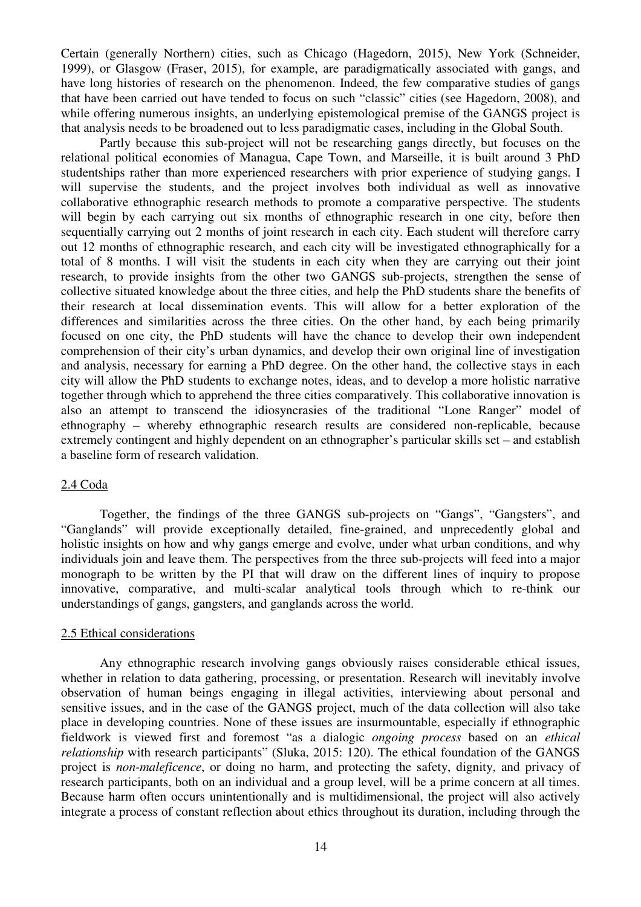Certain (generally Northern) cities, such as Chicago (Hagedorn, 2015), New York (Schneider, 1999), or Glasgow (Fraser, 2015), for example, are paradigmatically associated with gangs, and have long histories of research on the phenomenon. Indeed, the few comparative studies of gangs that have been carried out have tended to focus on such "classic" cities (see Hagedorn, 2008), and while offering numerous insights, an underlying epistemological premise of the GANGS project is that analysis needs to be broadened out to less paradigmatic cases, including in the Global South.

Partly because this sub-project will not be researching gangs directly, but focuses on the relational political economies of Managua, Cape Town, and Marseille, it is built around 3 PhD studentships rather than more experienced researchers with prior experience of studying gangs. I will supervise the students, and the project involves both individual as well as innovative collaborative ethnographic research methods to promote a comparative perspective. The students will begin by each carrying out six months of ethnographic research in one city, before then sequentially carrying out 2 months of joint research in each city. Each student will therefore carry out 12 months of ethnographic research, and each city will be investigated ethnographically for a total of 8 months. I will visit the students in each city when they are carrying out their joint research, to provide insights from the other two GANGS sub-projects, strengthen the sense of collective situated knowledge about the three cities, and help the PhD students share the benefits of their research at local dissemination events. This will allow for a better exploration of the differences and similarities across the three cities. On the other hand, by each being primarily focused on one city, the PhD students will have the chance to develop their own independent comprehension of their city's urban dynamics, and develop their own original line of investigation and analysis, necessary for earning a PhD degree. On the other hand, the collective stays in each city will allow the PhD students to exchange notes, ideas, and to develop a more holistic narrative together through which to apprehend the three cities comparatively. This collaborative innovation is also an attempt to transcend the idiosyncrasies of the traditional "Lone Ranger" model of ethnography – whereby ethnographic research results are considered non-replicable, because extremely contingent and highly dependent on an ethnographer's particular skills set – and establish a baseline form of research validation.

### 2.4 Coda

Together, the findings of the three GANGS sub-projects on "Gangs", "Gangsters", and "Ganglands" will provide exceptionally detailed, fine-grained, and unprecedentedly global and holistic insights on how and why gangs emerge and evolve, under what urban conditions, and why individuals join and leave them. The perspectives from the three sub-projects will feed into a major monograph to be written by the PI that will draw on the different lines of inquiry to propose innovative, comparative, and multi-scalar analytical tools through which to re-think our understandings of gangs, gangsters, and ganglands across the world.

### 2.5 Ethical considerations

Any ethnographic research involving gangs obviously raises considerable ethical issues, whether in relation to data gathering, processing, or presentation. Research will inevitably involve observation of human beings engaging in illegal activities, interviewing about personal and sensitive issues, and in the case of the GANGS project, much of the data collection will also take place in developing countries. None of these issues are insurmountable, especially if ethnographic fieldwork is viewed first and foremost "as a dialogic *ongoing process* based on an *ethical relationship* with research participants" (Sluka, 2015: 120). The ethical foundation of the GANGS project is *non-maleficence*, or doing no harm, and protecting the safety, dignity, and privacy of research participants, both on an individual and a group level, will be a prime concern at all times. Because harm often occurs unintentionally and is multidimensional, the project will also actively integrate a process of constant reflection about ethics throughout its duration, including through the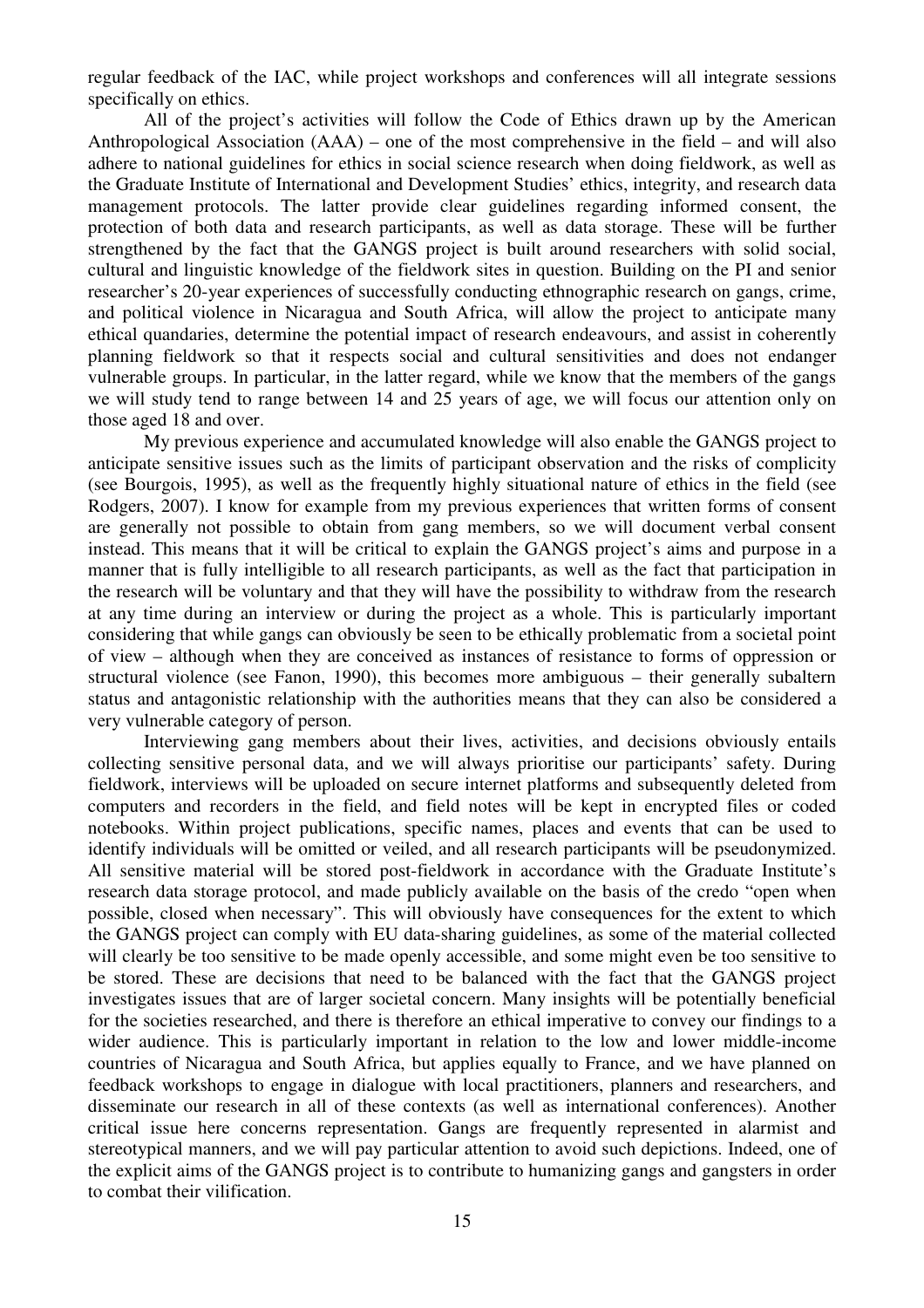regular feedback of the IAC, while project workshops and conferences will all integrate sessions specifically on ethics.

All of the project's activities will follow the Code of Ethics drawn up by the American Anthropological Association (AAA) – one of the most comprehensive in the field – and will also adhere to national guidelines for ethics in social science research when doing fieldwork, as well as the Graduate Institute of International and Development Studies' ethics, integrity, and research data management protocols. The latter provide clear guidelines regarding informed consent, the protection of both data and research participants, as well as data storage. These will be further strengthened by the fact that the GANGS project is built around researchers with solid social, cultural and linguistic knowledge of the fieldwork sites in question. Building on the PI and senior researcher's 20-year experiences of successfully conducting ethnographic research on gangs, crime, and political violence in Nicaragua and South Africa, will allow the project to anticipate many ethical quandaries, determine the potential impact of research endeavours, and assist in coherently planning fieldwork so that it respects social and cultural sensitivities and does not endanger vulnerable groups. In particular, in the latter regard, while we know that the members of the gangs we will study tend to range between 14 and 25 years of age, we will focus our attention only on those aged 18 and over.

My previous experience and accumulated knowledge will also enable the GANGS project to anticipate sensitive issues such as the limits of participant observation and the risks of complicity (see Bourgois, 1995), as well as the frequently highly situational nature of ethics in the field (see Rodgers, 2007). I know for example from my previous experiences that written forms of consent are generally not possible to obtain from gang members, so we will document verbal consent instead. This means that it will be critical to explain the GANGS project's aims and purpose in a manner that is fully intelligible to all research participants, as well as the fact that participation in the research will be voluntary and that they will have the possibility to withdraw from the research at any time during an interview or during the project as a whole. This is particularly important considering that while gangs can obviously be seen to be ethically problematic from a societal point of view – although when they are conceived as instances of resistance to forms of oppression or structural violence (see Fanon, 1990), this becomes more ambiguous – their generally subaltern status and antagonistic relationship with the authorities means that they can also be considered a very vulnerable category of person.

Interviewing gang members about their lives, activities, and decisions obviously entails collecting sensitive personal data, and we will always prioritise our participants' safety. During fieldwork, interviews will be uploaded on secure internet platforms and subsequently deleted from computers and recorders in the field, and field notes will be kept in encrypted files or coded notebooks. Within project publications, specific names, places and events that can be used to identify individuals will be omitted or veiled, and all research participants will be pseudonymized. All sensitive material will be stored post-fieldwork in accordance with the Graduate Institute's research data storage protocol, and made publicly available on the basis of the credo "open when possible, closed when necessary". This will obviously have consequences for the extent to which the GANGS project can comply with EU data-sharing guidelines, as some of the material collected will clearly be too sensitive to be made openly accessible, and some might even be too sensitive to be stored. These are decisions that need to be balanced with the fact that the GANGS project investigates issues that are of larger societal concern. Many insights will be potentially beneficial for the societies researched, and there is therefore an ethical imperative to convey our findings to a wider audience. This is particularly important in relation to the low and lower middle-income countries of Nicaragua and South Africa, but applies equally to France, and we have planned on feedback workshops to engage in dialogue with local practitioners, planners and researchers, and disseminate our research in all of these contexts (as well as international conferences). Another critical issue here concerns representation. Gangs are frequently represented in alarmist and stereotypical manners, and we will pay particular attention to avoid such depictions. Indeed, one of the explicit aims of the GANGS project is to contribute to humanizing gangs and gangsters in order to combat their vilification.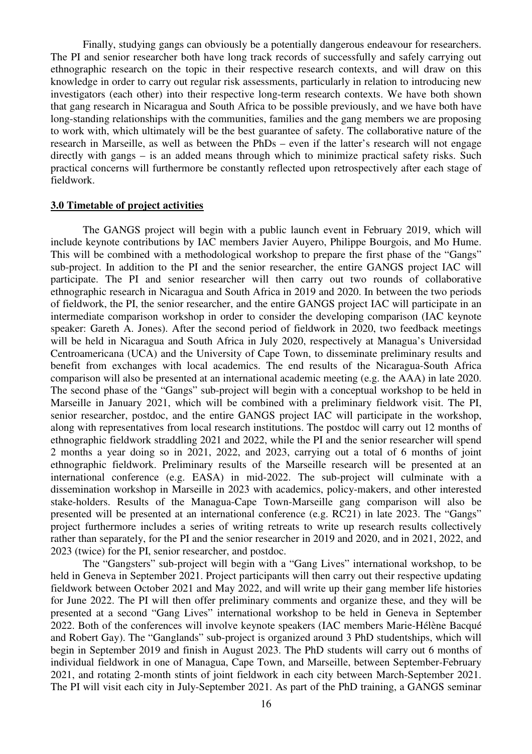Finally, studying gangs can obviously be a potentially dangerous endeavour for researchers. The PI and senior researcher both have long track records of successfully and safely carrying out ethnographic research on the topic in their respective research contexts, and will draw on this knowledge in order to carry out regular risk assessments, particularly in relation to introducing new investigators (each other) into their respective long-term research contexts. We have both shown that gang research in Nicaragua and South Africa to be possible previously, and we have both have long-standing relationships with the communities, families and the gang members we are proposing to work with, which ultimately will be the best guarantee of safety. The collaborative nature of the research in Marseille, as well as between the PhDs – even if the latter's research will not engage directly with gangs – is an added means through which to minimize practical safety risks. Such practical concerns will furthermore be constantly reflected upon retrospectively after each stage of fieldwork.

## **3.0 Timetable of project activities**

The GANGS project will begin with a public launch event in February 2019, which will include keynote contributions by IAC members Javier Auyero, Philippe Bourgois, and Mo Hume. This will be combined with a methodological workshop to prepare the first phase of the "Gangs" sub-project. In addition to the PI and the senior researcher, the entire GANGS project IAC will participate. The PI and senior researcher will then carry out two rounds of collaborative ethnographic research in Nicaragua and South Africa in 2019 and 2020. In between the two periods of fieldwork, the PI, the senior researcher, and the entire GANGS project IAC will participate in an intermediate comparison workshop in order to consider the developing comparison (IAC keynote speaker: Gareth A. Jones). After the second period of fieldwork in 2020, two feedback meetings will be held in Nicaragua and South Africa in July 2020, respectively at Managua's Universidad Centroamericana (UCA) and the University of Cape Town, to disseminate preliminary results and benefit from exchanges with local academics. The end results of the Nicaragua-South Africa comparison will also be presented at an international academic meeting (e.g. the AAA) in late 2020. The second phase of the "Gangs" sub-project will begin with a conceptual workshop to be held in Marseille in January 2021, which will be combined with a preliminary fieldwork visit. The PI, senior researcher, postdoc, and the entire GANGS project IAC will participate in the workshop, along with representatives from local research institutions. The postdoc will carry out 12 months of ethnographic fieldwork straddling 2021 and 2022, while the PI and the senior researcher will spend 2 months a year doing so in 2021, 2022, and 2023, carrying out a total of 6 months of joint ethnographic fieldwork. Preliminary results of the Marseille research will be presented at an international conference (e.g. EASA) in mid-2022. The sub-project will culminate with a dissemination workshop in Marseille in 2023 with academics, policy-makers, and other interested stake-holders. Results of the Managua-Cape Town-Marseille gang comparison will also be presented will be presented at an international conference (e.g. RC21) in late 2023. The "Gangs" project furthermore includes a series of writing retreats to write up research results collectively rather than separately, for the PI and the senior researcher in 2019 and 2020, and in 2021, 2022, and 2023 (twice) for the PI, senior researcher, and postdoc.

The "Gangsters" sub-project will begin with a "Gang Lives" international workshop, to be held in Geneva in September 2021. Project participants will then carry out their respective updating fieldwork between October 2021 and May 2022, and will write up their gang member life histories for June 2022. The PI will then offer preliminary comments and organize these, and they will be presented at a second "Gang Lives" international workshop to be held in Geneva in September 2022. Both of the conferences will involve keynote speakers (IAC members Marie-Hélène Bacqué and Robert Gay). The "Ganglands" sub-project is organized around 3 PhD studentships, which will begin in September 2019 and finish in August 2023. The PhD students will carry out 6 months of individual fieldwork in one of Managua, Cape Town, and Marseille, between September-February 2021, and rotating 2-month stints of joint fieldwork in each city between March-September 2021. The PI will visit each city in July-September 2021. As part of the PhD training, a GANGS seminar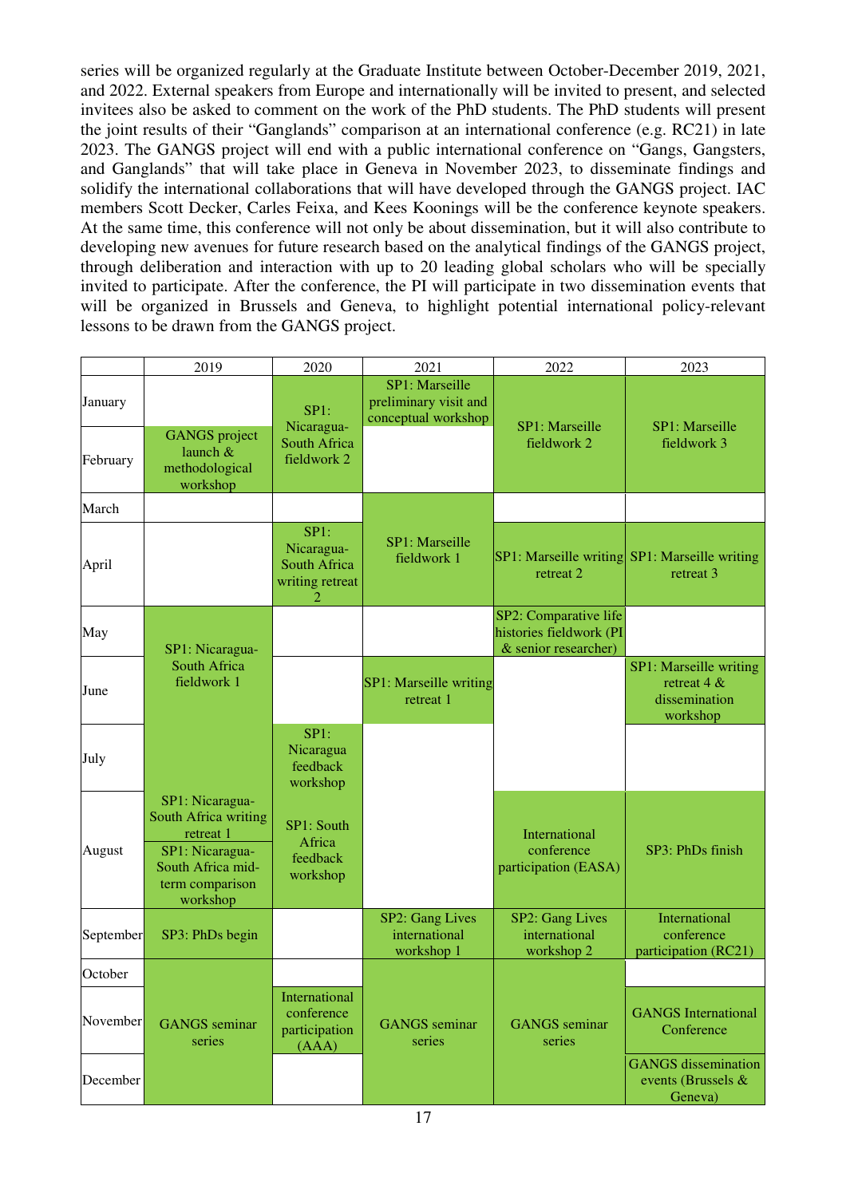series will be organized regularly at the Graduate Institute between October-December 2019, 2021, and 2022. External speakers from Europe and internationally will be invited to present, and selected invitees also be asked to comment on the work of the PhD students. The PhD students will present the joint results of their "Ganglands" comparison at an international conference (e.g. RC21) in late 2023. The GANGS project will end with a public international conference on "Gangs, Gangsters, and Ganglands" that will take place in Geneva in November 2023, to disseminate findings and solidify the international collaborations that will have developed through the GANGS project. IAC members Scott Decker, Carles Feixa, and Kees Koonings will be the conference keynote speakers. At the same time, this conference will not only be about dissemination, but it will also contribute to developing new avenues for future research based on the analytical findings of the GANGS project, through deliberation and interaction with up to 20 leading global scholars who will be specially invited to participate. After the conference, the PI will participate in two dissemination events that will be organized in Brussels and Geneva, to highlight potential international policy-relevant lessons to be drawn from the GANGS project.

| | 2019 | 2020 | 2021 | 2022 | 2023 |
|---|---|---|---|---|---|
| January | | SP1: Nicaragua-South Africa fieldwork 2 | SP1: Marseille preliminary visit and conceptual workshop | SP1: Marseille fieldwork 2 | SP1: Marseille fieldwork 3 |
| February | GANGS project launch & methodological workshop | | | | |
| March | | | SP1: Marseille fieldwork 1 | | |
| April | | SP1: Nicaragua-South Africa writing retreat 2 | | SP1: Marseille writing retreat 2 | SP1: Marseille writing retreat 3 |
| May | SP1: Nicaragua-South Africa fieldwork 1 | | | SP2: Comparative life histories fieldwork (PI & senior researcher) | |
| June | | | SP1: Marseille writing retreat 1 | | SP1: Marseille writing retreat 4 & dissemination workshop |
| July | | SP1: Nicaragua feedback workshop | | | |
| August | SP1: Nicaragua-South Africa writing retreat 1<br>SP1: Nicaragua-South Africa mid-term comparison workshop | SP1: South Africa feedback workshop | | International conference participation (EASA) | SP3: PhDs finish |
| September | SP3: PhDs begin | | SP2: Gang Lives international workshop 1 | SP2: Gang Lives international workshop 2 | International conference participation (RC21) |
| October | GANGS seminar series | | GANGS seminar series | GANGS seminar series | |
| November | | International conference participation (AAA) | | | GANGS International Conference |
| December | | | | | GANGS dissemination events (Brussels & Geneva) |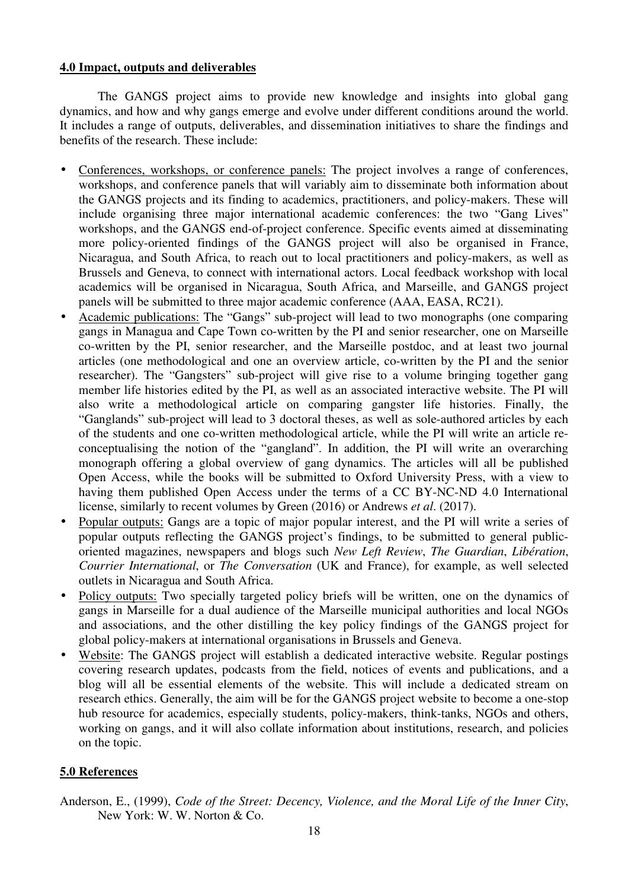## 4.0 Impact, outputs and deliverables

The GANGS project aims to provide new knowledge and insights into global gang dynamics, and how and why gangs emerge and evolve under different conditions around the world. It includes a range of outputs, deliverables, and dissemination initiatives to share the findings and benefits of the research. These include:

- Conferences, workshops, or conference panels: The project involves a range of conferences, workshops, and conference panels that will variably aim to disseminate both information about the GANGS projects and its finding to academics, practitioners, and policy-makers. These will include organising three major international academic conferences: the two "Gang Lives" workshops, and the GANGS end-of-project conference. Specific events aimed at disseminating more policy-oriented findings of the GANGS project will also be organised in France, Nicaragua, and South Africa, to reach out to local practitioners and policy-makers, as well as Brussels and Geneva, to connect with international actors. Local feedback workshop with local academics will be organised in Nicaragua, South Africa, and Marseille, and GANGS project panels will be submitted to three major academic conference (AAA, EASA, RC21).
- Academic publications: The "Gangs" sub-project will lead to two monographs (one comparing gangs in Managua and Cape Town co-written by the PI and senior researcher, one on Marseille co-written by the PI, senior researcher, and the Marseille postdoc, and at least two journal articles (one methodological and one an overview article, co-written by the PI and the senior researcher). The "Gangsters" sub-project will give rise to a volume bringing together gang member life histories edited by the PI, as well as an associated interactive website. The PI will also write a methodological article on comparing gangster life histories. Finally, the "Ganglands" sub-project will lead to 3 doctoral theses, as well as sole-authored articles by each of the students and one co-written methodological article, while the PI will write an article re-conceptualising the notion of the "gangland". In addition, the PI will write an overarching monograph offering a global overview of gang dynamics. The articles will all be published Open Access, while the books will be submitted to Oxford University Press, with a view to having them published Open Access under the terms of a CC BY-NC-ND 4.0 International license, similarly to recent volumes by Green (2016) or Andrews *et al*. (2017).
- Popular outputs: Gangs are a topic of major popular interest, and the PI will write a series of popular outputs reflecting the GANGS project's findings, to be submitted to general public-oriented magazines, newspapers and blogs such *New Left Review*, *The Guardian*, *Libération*, *Courrier International*, or *The Conversation* (UK and France), for example, as well selected outlets in Nicaragua and South Africa.
- Policy outputs: Two specially targeted policy briefs will be written, one on the dynamics of gangs in Marseille for a dual audience of the Marseille municipal authorities and local NGOs and associations, and the other distilling the key policy findings of the GANGS project for global policy-makers at international organisations in Brussels and Geneva.
- Website: The GANGS project will establish a dedicated interactive website. Regular postings covering research updates, podcasts from the field, notices of events and publications, and a blog will all be essential elements of the website. This will include a dedicated stream on research ethics. Generally, the aim will be for the GANGS project website to become a one-stop hub resource for academics, especially students, policy-makers, think-tanks, NGOs and others, working on gangs, and it will also collate information about institutions, research, and policies on the topic.

## 5.0 References

Anderson, E., (1999), *Code of the Street: Decency, Violence, and the Moral Life of the Inner City*, New York: W. W. Norton & Co.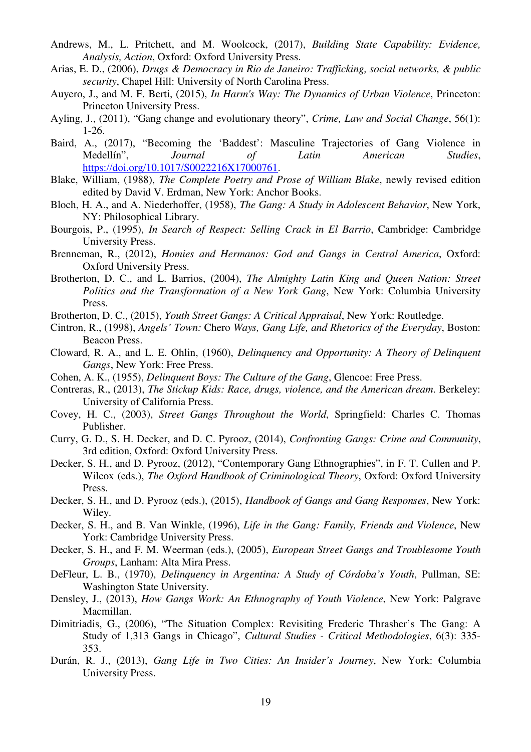Andrews, M., L. Pritchett, and M. Woolcock, (2017), *Building State Capability: Evidence, Analysis, Action*, Oxford: Oxford University Press.

Arias, E. D., (2006), *Drugs & Democracy in Rio de Janeiro: Trafficking, social networks, & public security*, Chapel Hill: University of North Carolina Press.

Auyero, J., and M. F. Berti, (2015), *In Harm's Way: The Dynamics of Urban Violence*, Princeton: Princeton University Press.

Ayling, J., (2011), "Gang change and evolutionary theory", *Crime, Law and Social Change*, 56(1): 1-26.

Baird, A., (2017), "Becoming the 'Baddest': Masculine Trajectories of Gang Violence in Medellín", *Journal of Latin American Studies*, https://doi.org/10.1017/S0022216X17000761.

Blake, William, (1988), *The Complete Poetry and Prose of William Blake*, newly revised edition edited by David V. Erdman, New York: Anchor Books.

Bloch, H. A., and A. Niederhoffer, (1958), *The Gang: A Study in Adolescent Behavior*, New York, NY: Philosophical Library.

Bourgois, P., (1995), *In Search of Respect: Selling Crack in El Barrio*, Cambridge: Cambridge University Press.

Brenneman, R., (2012), *Homies and Hermanos: God and Gangs in Central America*, Oxford: Oxford University Press.

Brotherton, D. C., and L. Barrios, (2004), *The Almighty Latin King and Queen Nation: Street Politics and the Transformation of a New York Gang*, New York: Columbia University Press.

Brotherton, D. C., (2015), *Youth Street Gangs: A Critical Appraisal*, New York: Routledge.

Cintron, R., (1998), *Angels' Town:* Chero *Ways, Gang Life, and Rhetorics of the Everyday*, Boston: Beacon Press.

Cloward, R. A., and L. E. Ohlin, (1960), *Delinquency and Opportunity: A Theory of Delinquent Gangs*, New York: Free Press.

Cohen, A. K., (1955), *Delinquent Boys: The Culture of the Gang*, Glencoe: Free Press.

Contreras, R., (2013), *The Stickup Kids: Race, drugs, violence, and the American dream*. Berkeley: University of California Press.

Covey, H. C., (2003), *Street Gangs Throughout the World*, Springfield: Charles C. Thomas Publisher.

Curry, G. D., S. H. Decker, and D. C. Pyrooz, (2014), *Confronting Gangs: Crime and Community*, 3rd edition, Oxford: Oxford University Press.

Decker, S. H., and D. Pyrooz, (2012), "Contemporary Gang Ethnographies", in F. T. Cullen and P. Wilcox (eds.), *The Oxford Handbook of Criminological Theory*, Oxford: Oxford University Press.

Decker, S. H., and D. Pyrooz (eds.), (2015), *Handbook of Gangs and Gang Responses*, New York: Wiley.

Decker, S. H., and B. Van Winkle, (1996), *Life in the Gang: Family, Friends and Violence*, New York: Cambridge University Press.

Decker, S. H., and F. M. Weerman (eds.), (2005), *European Street Gangs and Troublesome Youth Groups*, Lanham: Alta Mira Press.

DeFleur, L. B., (1970), *Delinquency in Argentina: A Study of Córdoba's Youth*, Pullman, SE: Washington State University.

Densley, J., (2013), *How Gangs Work: An Ethnography of Youth Violence*, New York: Palgrave Macmillan.

Dimitriadis, G., (2006), "The Situation Complex: Revisiting Frederic Thrasher's The Gang: A Study of 1,313 Gangs in Chicago", *Cultural Studies - Critical Methodologies*, 6(3): 335-353.

Durán, R. J., (2013), *Gang Life in Two Cities: An Insider's Journey*, New York: Columbia University Press.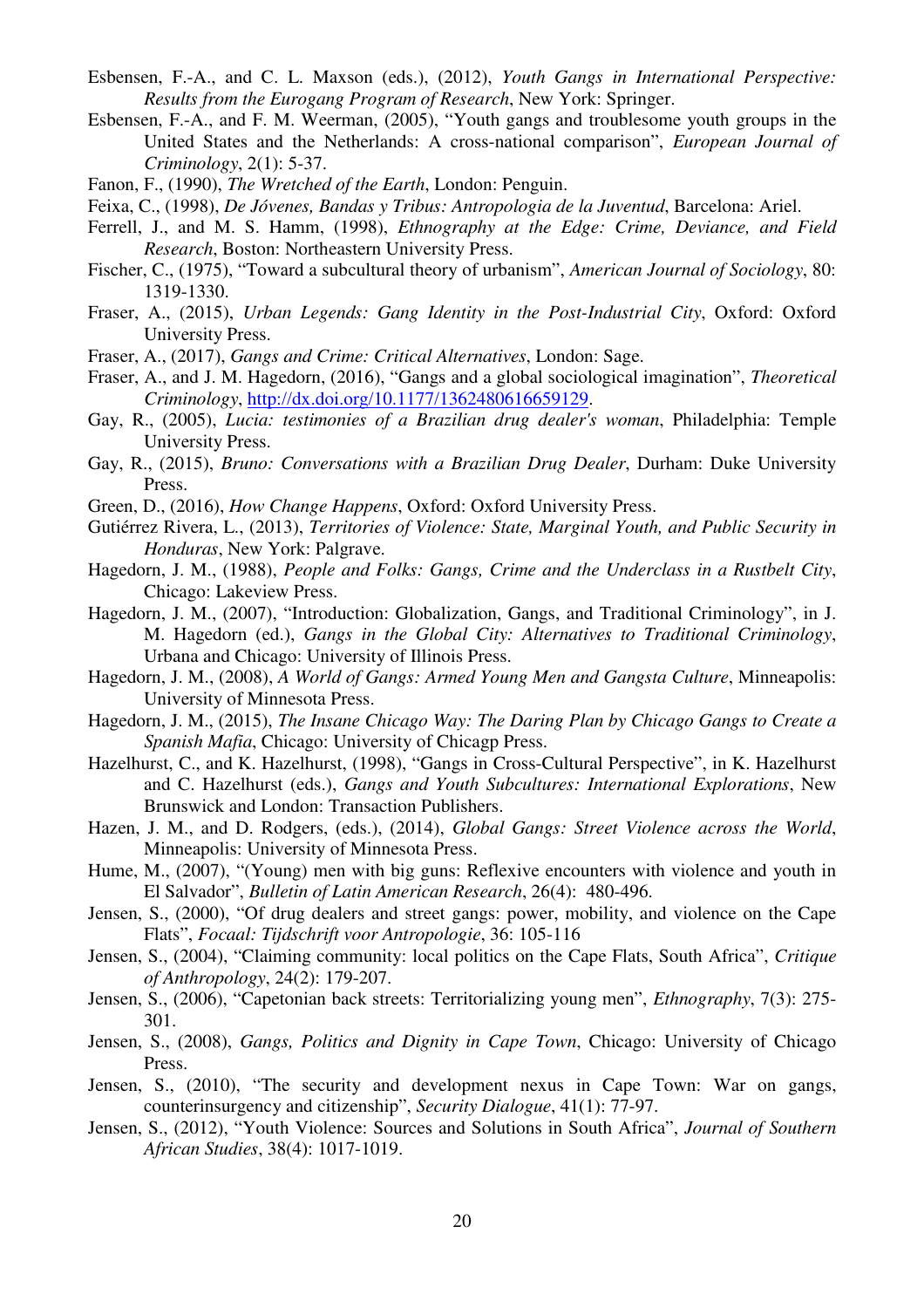Esbensen, F.-A., and C. L. Maxson (eds.), (2012), *Youth Gangs in International Perspective: Results from the Eurogang Program of Research*, New York: Springer.

Esbensen, F.-A., and F. M. Weerman, (2005), "Youth gangs and troublesome youth groups in the United States and the Netherlands: A cross-national comparison", *European Journal of Criminology*, 2(1): 5-37.

Fanon, F., (1990), *The Wretched of the Earth*, London: Penguin.

Feixa, C., (1998), *De Jóvenes, Bandas y Tribus: Antropologia de la Juventud*, Barcelona: Ariel.

Ferrell, J., and M. S. Hamm, (1998), *Ethnography at the Edge: Crime, Deviance, and Field Research*, Boston: Northeastern University Press.

Fischer, C., (1975), "Toward a subcultural theory of urbanism", *American Journal of Sociology*, 80: 1319-1330.

Fraser, A., (2015), *Urban Legends: Gang Identity in the Post-Industrial City*, Oxford: Oxford University Press.

Fraser, A., (2017), *Gangs and Crime: Critical Alternatives*, London: Sage.

Fraser, A., and J. M. Hagedorn, (2016), "Gangs and a global sociological imagination", *Theoretical Criminology*, http://dx.doi.org/10.1177/1362480616659129.

Gay, R., (2005), *Lucia: testimonies of a Brazilian drug dealer's woman*, Philadelphia: Temple University Press.

Gay, R., (2015), *Bruno: Conversations with a Brazilian Drug Dealer*, Durham: Duke University Press.

Green, D., (2016), *How Change Happens*, Oxford: Oxford University Press.

Gutiérrez Rivera, L., (2013), *Territories of Violence: State, Marginal Youth, and Public Security in Honduras*, New York: Palgrave.

Hagedorn, J. M., (1988), *People and Folks: Gangs, Crime and the Underclass in a Rustbelt City*, Chicago: Lakeview Press.

Hagedorn, J. M., (2007), "Introduction: Globalization, Gangs, and Traditional Criminology", in J. M. Hagedorn (ed.), *Gangs in the Global City: Alternatives to Traditional Criminology*, Urbana and Chicago: University of Illinois Press.

Hagedorn, J. M., (2008), *A World of Gangs: Armed Young Men and Gangsta Culture*, Minneapolis: University of Minnesota Press.

Hagedorn, J. M., (2015), *The Insane Chicago Way: The Daring Plan by Chicago Gangs to Create a Spanish Mafia*, Chicago: University of Chicagp Press.

Hazelhurst, C., and K. Hazelhurst, (1998), "Gangs in Cross-Cultural Perspective", in K. Hazelhurst and C. Hazelhurst (eds.), *Gangs and Youth Subcultures: International Explorations*, New Brunswick and London: Transaction Publishers.

Hazen, J. M., and D. Rodgers, (eds.), (2014), *Global Gangs: Street Violence across the World*, Minneapolis: University of Minnesota Press.

Hume, M., (2007), "(Young) men with big guns: Reflexive encounters with violence and youth in El Salvador", *Bulletin of Latin American Research*, 26(4): 480-496.

Jensen, S., (2000), "Of drug dealers and street gangs: power, mobility, and violence on the Cape Flats", *Focaal: Tijdschrift voor Antropologie*, 36: 105-116

Jensen, S., (2004), "Claiming community: local politics on the Cape Flats, South Africa", *Critique of Anthropology*, 24(2): 179-207.

Jensen, S., (2006), "Capetonian back streets: Territorializing young men", *Ethnography*, 7(3): 275-301.

Jensen, S., (2008), *Gangs, Politics and Dignity in Cape Town*, Chicago: University of Chicago Press.

Jensen, S., (2010), "The security and development nexus in Cape Town: War on gangs, counterinsurgency and citizenship", *Security Dialogue*, 41(1): 77-97.

Jensen, S., (2012), "Youth Violence: Sources and Solutions in South Africa", *Journal of Southern African Studies*, 38(4): 1017-1019.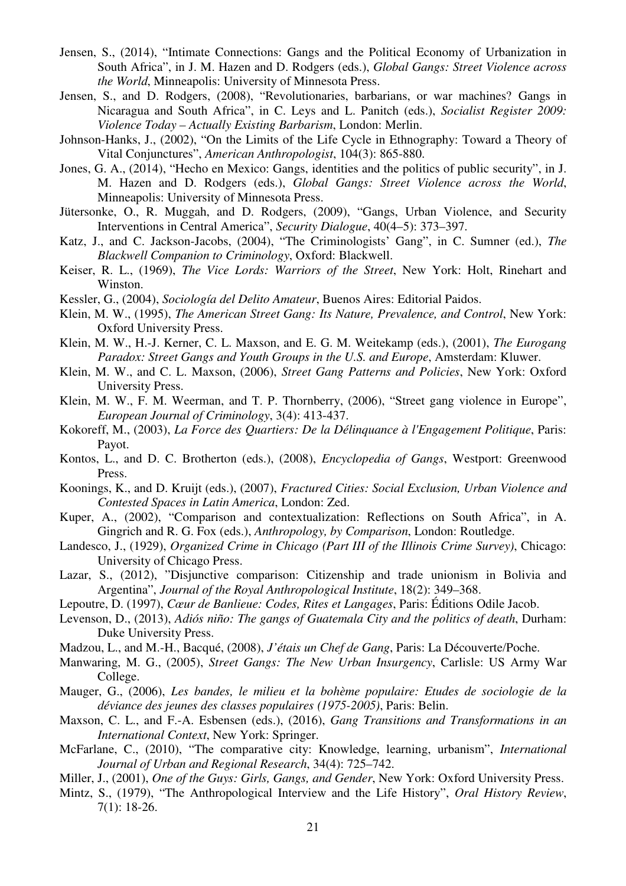Jensen, S., (2014), "Intimate Connections: Gangs and the Political Economy of Urbanization in South Africa", in J. M. Hazen and D. Rodgers (eds.), *Global Gangs: Street Violence across the World*, Minneapolis: University of Minnesota Press.

Jensen, S., and D. Rodgers, (2008), "Revolutionaries, barbarians, or war machines? Gangs in Nicaragua and South Africa", in C. Leys and L. Panitch (eds.), *Socialist Register 2009: Violence Today – Actually Existing Barbarism*, London: Merlin.

Johnson-Hanks, J., (2002), "On the Limits of the Life Cycle in Ethnography: Toward a Theory of Vital Conjunctures", *American Anthropologist*, 104(3): 865-880.

Jones, G. A., (2014), "Hecho en Mexico: Gangs, identities and the politics of public security", in J. M. Hazen and D. Rodgers (eds.), *Global Gangs: Street Violence across the World*, Minneapolis: University of Minnesota Press.

Jütersonke, O., R. Muggah, and D. Rodgers, (2009), "Gangs, Urban Violence, and Security Interventions in Central America", *Security Dialogue*, 40(4–5): 373–397.

Katz, J., and C. Jackson-Jacobs, (2004), "The Criminologists' Gang", in C. Sumner (ed.), *The Blackwell Companion to Criminology*, Oxford: Blackwell.

Keiser, R. L., (1969), *The Vice Lords: Warriors of the Street*, New York: Holt, Rinehart and Winston.

Kessler, G., (2004), *Sociología del Delito Amateur*, Buenos Aires: Editorial Paidos.

Klein, M. W., (1995), *The American Street Gang: Its Nature, Prevalence, and Control*, New York: Oxford University Press.

Klein, M. W., H.-J. Kerner, C. L. Maxson, and E. G. M. Weitekamp (eds.), (2001), *The Eurogang Paradox: Street Gangs and Youth Groups in the U.S. and Europe*, Amsterdam: Kluwer.

Klein, M. W., and C. L. Maxson, (2006), *Street Gang Patterns and Policies*, New York: Oxford University Press.

Klein, M. W., F. M. Weerman, and T. P. Thornberry, (2006), "Street gang violence in Europe", *European Journal of Criminology*, 3(4): 413-437.

Kokoreff, M., (2003), *La Force des Quartiers: De la Délinquance à l'Engagement Politique*, Paris: Payot.

Kontos, L., and D. C. Brotherton (eds.), (2008), *Encyclopedia of Gangs*, Westport: Greenwood Press.

Koonings, K., and D. Kruijt (eds.), (2007), *Fractured Cities: Social Exclusion, Urban Violence and Contested Spaces in Latin America*, London: Zed.

Kuper, A., (2002), "Comparison and contextualization: Reflections on South Africa", in A. Gingrich and R. G. Fox (eds.), *Anthropology, by Comparison*, London: Routledge.

Landesco, J., (1929), *Organized Crime in Chicago (Part III of the Illinois Crime Survey)*, Chicago: University of Chicago Press.

Lazar, S., (2012), "Disjunctive comparison: Citizenship and trade unionism in Bolivia and Argentina", *Journal of the Royal Anthropological Institute*, 18(2): 349–368.

Lepoutre, D. (1997), *Cœur de Banlieue: Codes, Rites et Langages*, Paris: Éditions Odile Jacob.

Levenson, D., (2013), *Adiós niño: The gangs of Guatemala City and the politics of death*, Durham: Duke University Press.

Madzou, L., and M.-H., Bacqué, (2008), *J'étais un Chef de Gang*, Paris: La Découverte/Poche.

Manwaring, M. G., (2005), *Street Gangs: The New Urban Insurgency*, Carlisle: US Army War College.

Mauger, G., (2006), *Les bandes, le milieu et la bohème populaire: Etudes de sociologie de la déviance des jeunes des classes populaires (1975-2005)*, Paris: Belin.

Maxson, C. L., and F.-A. Esbensen (eds.), (2016), *Gang Transitions and Transformations in an International Context*, New York: Springer.

McFarlane, C., (2010), "The comparative city: Knowledge, learning, urbanism", *International Journal of Urban and Regional Research*, 34(4): 725–742.

Miller, J., (2001), *One of the Guys: Girls, Gangs, and Gender*, New York: Oxford University Press.

Mintz, S., (1979), "The Anthropological Interview and the Life History", *Oral History Review*, 7(1): 18-26.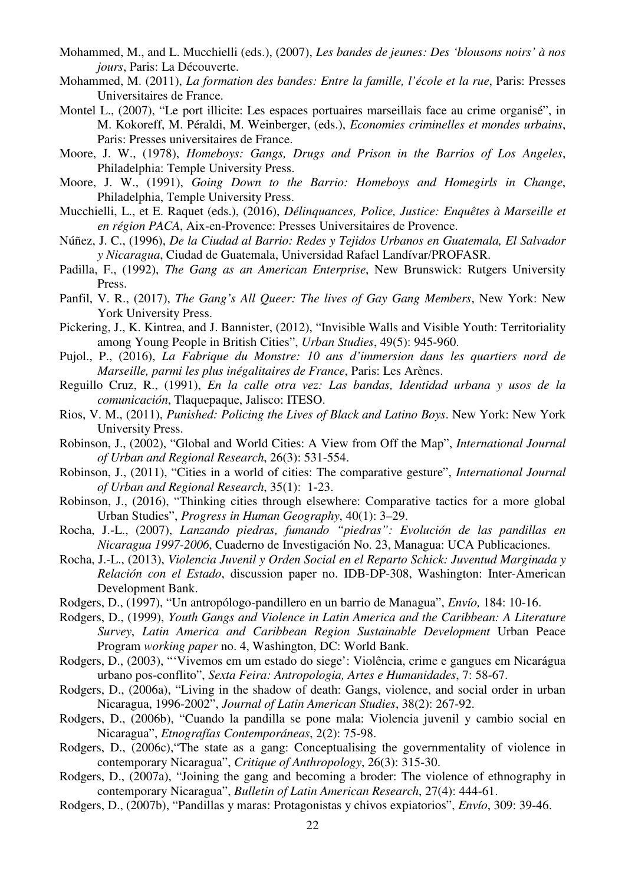Mohammed, M., and L. Mucchielli (eds.), (2007), *Les bandes de jeunes: Des 'blousons noirs' à nos jours*, Paris: La Découverte.

Mohammed, M. (2011), *La formation des bandes: Entre la famille, l'école et la rue*, Paris: Presses Universitaires de France.

Montel L., (2007), "Le port illicite: Les espaces portuaires marseillais face au crime organisé", in M. Kokoreff, M. Péraldi, M. Weinberger, (eds.), *Economies criminelles et mondes urbains*, Paris: Presses universitaires de France.

Moore, J. W., (1978), *Homeboys: Gangs, Drugs and Prison in the Barrios of Los Angeles*, Philadelphia: Temple University Press.

Moore, J. W., (1991), *Going Down to the Barrio: Homeboys and Homegirls in Change*, Philadelphia, Temple University Press.

Mucchielli, L., et E. Raquet (eds.), (2016), *Délinquances, Police, Justice: Enquêtes à Marseille et en région PACA*, Aix-en-Provence: Presses Universitaires de Provence.

Núñez, J. C., (1996), *De la Ciudad al Barrio: Redes y Tejidos Urbanos en Guatemala, El Salvador y Nicaragua*, Ciudad de Guatemala, Universidad Rafael Landívar/PROFASR.

Padilla, F., (1992), *The Gang as an American Enterprise*, New Brunswick: Rutgers University Press.

Panfil, V. R., (2017), *The Gang's All Queer: The lives of Gay Gang Members*, New York: New York University Press.

Pickering, J., K. Kintrea, and J. Bannister, (2012), "Invisible Walls and Visible Youth: Territoriality among Young People in British Cities", *Urban Studies*, 49(5): 945-960.

Pujol., P., (2016), *La Fabrique du Monstre: 10 ans d'immersion dans les quartiers nord de Marseille, parmi les plus inégalitaires de France*, Paris: Les Arènes.

Reguillo Cruz, R., (1991), *En la calle otra vez: Las bandas, Identidad urbana y usos de la comunicación*, Tlaquepaque, Jalisco: ITESO.

Rios, V. M., (2011), *Punished: Policing the Lives of Black and Latino Boys*. New York: New York University Press.

Robinson, J., (2002), "Global and World Cities: A View from Off the Map", *International Journal of Urban and Regional Research*, 26(3): 531-554.

Robinson, J., (2011), "Cities in a world of cities: The comparative gesture", *International Journal of Urban and Regional Research*, 35(1): 1-23.

Robinson, J., (2016), "Thinking cities through elsewhere: Comparative tactics for a more global Urban Studies", *Progress in Human Geography*, 40(1): 3–29.

Rocha, J.-L., (2007), *Lanzando piedras, fumando "piedras": Evolución de las pandillas en Nicaragua 1997-2006*, Cuaderno de Investigación No. 23, Managua: UCA Publicaciones.

Rocha, J.-L., (2013), *Violencia Juvenil y Orden Social en el Reparto Schick: Juventud Marginada y Relación con el Estado*, discussion paper no. IDB-DP-308, Washington: Inter-American Development Bank.

Rodgers, D., (1997), "Un antropólogo-pandillero en un barrio de Managua", *Envío,* 184: 10-16.

Rodgers, D., (1999), *Youth Gangs and Violence in Latin America and the Caribbean: A Literature Survey*, *Latin America and Caribbean Region Sustainable Development* Urban Peace Program *working paper* no. 4, Washington, DC: World Bank.

Rodgers, D., (2003), "'Vivemos em um estado do siege': Violência, crime e gangues em Nicarágua urbano pos-conflito", *Sexta Feira: Antropologia, Artes e Humanidades*, 7: 58-67.

Rodgers, D., (2006a), "Living in the shadow of death: Gangs, violence, and social order in urban Nicaragua, 1996-2002", *Journal of Latin American Studies*, 38(2): 267-92.

Rodgers, D., (2006b), "Cuando la pandilla se pone mala: Violencia juvenil y cambio social en Nicaragua", *Etnografías Contemporáneas*, 2(2): 75-98.

Rodgers, D., (2006c),"The state as a gang: Conceptualising the governmentality of violence in contemporary Nicaragua", *Critique of Anthropology*, 26(3): 315-30.

Rodgers, D., (2007a), "Joining the gang and becoming a broder: The violence of ethnography in contemporary Nicaragua", *Bulletin of Latin American Research*, 27(4): 444-61.

Rodgers, D., (2007b), "Pandillas y maras: Protagonistas y chivos expiatorios", *Envío*, 309: 39-46.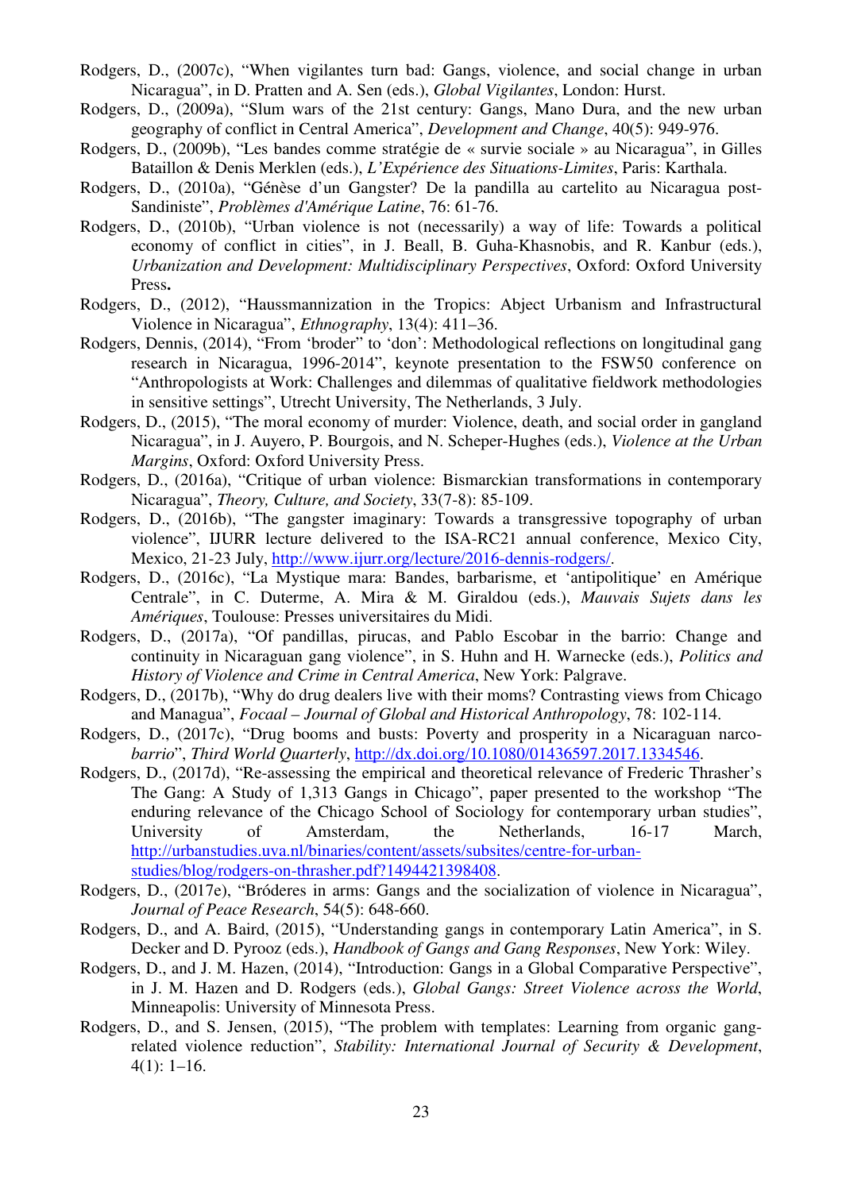Rodgers, D., (2007c), "When vigilantes turn bad: Gangs, violence, and social change in urban Nicaragua", in D. Pratten and A. Sen (eds.), *Global Vigilantes*, London: Hurst.

Rodgers, D., (2009a), "Slum wars of the 21st century: Gangs, Mano Dura, and the new urban geography of conflict in Central America", *Development and Change*, 40(5): 949-976.

Rodgers, D., (2009b), "Les bandes comme stratégie de « survie sociale » au Nicaragua", in Gilles Bataillon & Denis Merklen (eds.), *L'Expérience des Situations-Limites*, Paris: Karthala.

Rodgers, D., (2010a), "Génèse d'un Gangster? De la pandilla au cartelito au Nicaragua post-Sandiniste", *Problèmes d'Amérique Latine*, 76: 61-76.

Rodgers, D., (2010b), "Urban violence is not (necessarily) a way of life: Towards a political economy of conflict in cities", in J. Beall, B. Guha-Khasnobis, and R. Kanbur (eds.), *Urbanization and Development: Multidisciplinary Perspectives*, Oxford: Oxford University Press.

Rodgers, D., (2012), "Haussmannization in the Tropics: Abject Urbanism and Infrastructural Violence in Nicaragua", *Ethnography*, 13(4): 411–36.

Rodgers, Dennis, (2014), "From 'broder' to 'don': Methodological reflections on longitudinal gang research in Nicaragua, 1996-2014", keynote presentation to the FSW50 conference on "Anthropologists at Work: Challenges and dilemmas of qualitative fieldwork methodologies in sensitive settings", Utrecht University, The Netherlands, 3 July.

Rodgers, D., (2015), "The moral economy of murder: Violence, death, and social order in gangland Nicaragua", in J. Auyero, P. Bourgois, and N. Scheper-Hughes (eds.), *Violence at the Urban Margins*, Oxford: Oxford University Press.

Rodgers, D., (2016a), "Critique of urban violence: Bismarckian transformations in contemporary Nicaragua", *Theory, Culture, and Society*, 33(7-8): 85-109.

Rodgers, D., (2016b), "The gangster imaginary: Towards a transgressive topography of urban violence", IJURR lecture delivered to the ISA-RC21 annual conference, Mexico City, Mexico, 21-23 July, http://www.ijurr.org/lecture/2016-dennis-rodgers/.

Rodgers, D., (2016c), "La Mystique mara: Bandes, barbarisme, et 'antipolitique' en Amérique Centrale", in C. Duterme, A. Mira & M. Giraldou (eds.), *Mauvais Sujets dans les Amériques*, Toulouse: Presses universitaires du Midi.

Rodgers, D., (2017a), "Of pandillas, pirucas, and Pablo Escobar in the barrio: Change and continuity in Nicaraguan gang violence", in S. Huhn and H. Warnecke (eds.), *Politics and History of Violence and Crime in Central America*, New York: Palgrave.

Rodgers, D., (2017b), "Why do drug dealers live with their moms? Contrasting views from Chicago and Managua", *Focaal – Journal of Global and Historical Anthropology*, 78: 102-114.

Rodgers, D., (2017c), "Drug booms and busts: Poverty and prosperity in a Nicaraguan narco-*barrio*", *Third World Quarterly*, http://dx.doi.org/10.1080/01436597.2017.1334546.

Rodgers, D., (2017d), "Re-assessing the empirical and theoretical relevance of Frederic Thrasher's The Gang: A Study of 1,313 Gangs in Chicago", paper presented to the workshop "The enduring relevance of the Chicago School of Sociology for contemporary urban studies", University of Amsterdam, the Netherlands, 16-17 March, http://urbanstudies.uva.nl/binaries/content/assets/subsites/centre-for-urban-studies/blog/rodgers-on-thrasher.pdf?1494421398408.

Rodgers, D., (2017e), "Bróderes in arms: Gangs and the socialization of violence in Nicaragua", *Journal of Peace Research*, 54(5): 648-660.

Rodgers, D., and A. Baird, (2015), "Understanding gangs in contemporary Latin America", in S. Decker and D. Pyrooz (eds.), *Handbook of Gangs and Gang Responses*, New York: Wiley.

Rodgers, D., and J. M. Hazen, (2014), "Introduction: Gangs in a Global Comparative Perspective", in J. M. Hazen and D. Rodgers (eds.), *Global Gangs: Street Violence across the World*, Minneapolis: University of Minnesota Press.

Rodgers, D., and S. Jensen, (2015), "The problem with templates: Learning from organic gang-related violence reduction", *Stability: International Journal of Security & Development*, 4(1): 1–16.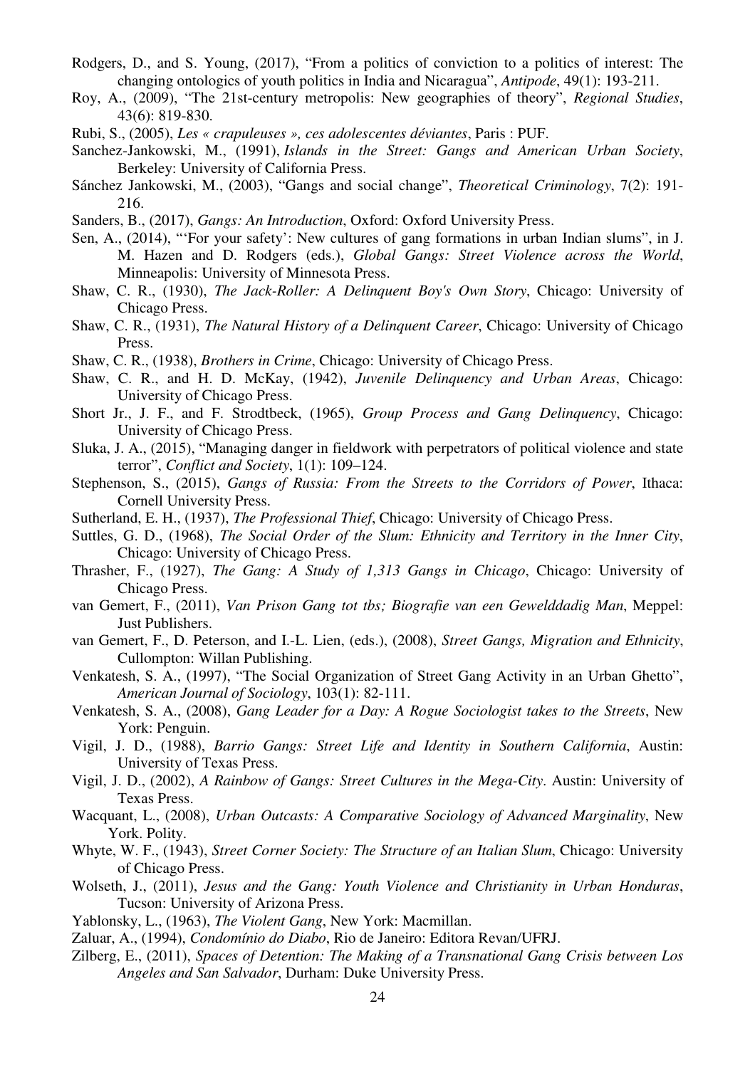Rodgers, D., and S. Young, (2017), "From a politics of conviction to a politics of interest: The changing ontologics of youth politics in India and Nicaragua", *Antipode*, 49(1): 193-211.

Roy, A., (2009), "The 21st-century metropolis: New geographies of theory", *Regional Studies*, 43(6): 819-830.

Rubi, S., (2005), *Les « crapuleuses », ces adolescentes déviantes*, Paris : PUF.

Sanchez-Jankowski, M., (1991), *Islands in the Street: Gangs and American Urban Society*, Berkeley: University of California Press.

Sánchez Jankowski, M., (2003), "Gangs and social change", *Theoretical Criminology*, 7(2): 191-216.

Sanders, B., (2017), *Gangs: An Introduction*, Oxford: Oxford University Press.

Sen, A., (2014), "'For your safety': New cultures of gang formations in urban Indian slums", in J. M. Hazen and D. Rodgers (eds.), *Global Gangs: Street Violence across the World*, Minneapolis: University of Minnesota Press.

Shaw, C. R., (1930), *The Jack-Roller: A Delinquent Boy's Own Story*, Chicago: University of Chicago Press.

Shaw, C. R., (1931), *The Natural History of a Delinquent Career*, Chicago: University of Chicago Press.

Shaw, C. R., (1938), *Brothers in Crime*, Chicago: University of Chicago Press.

Shaw, C. R., and H. D. McKay, (1942), *Juvenile Delinquency and Urban Areas*, Chicago: University of Chicago Press.

Short Jr., J. F., and F. Strodtbeck, (1965), *Group Process and Gang Delinquency*, Chicago: University of Chicago Press.

Sluka, J. A., (2015), "Managing danger in fieldwork with perpetrators of political violence and state terror", *Conflict and Society*, 1(1): 109–124.

Stephenson, S., (2015), *Gangs of Russia: From the Streets to the Corridors of Power*, Ithaca: Cornell University Press.

Sutherland, E. H., (1937), *The Professional Thief*, Chicago: University of Chicago Press.

Suttles, G. D., (1968), *The Social Order of the Slum: Ethnicity and Territory in the Inner City*, Chicago: University of Chicago Press.

Thrasher, F., (1927), *The Gang: A Study of 1,313 Gangs in Chicago*, Chicago: University of Chicago Press.

van Gemert, F., (2011), *Van Prison Gang tot tbs; Biografie van een Gewelddadig Man*, Meppel: Just Publishers.

van Gemert, F., D. Peterson, and I.-L. Lien, (eds.), (2008), *Street Gangs, Migration and Ethnicity*, Cullompton: Willan Publishing.

Venkatesh, S. A., (1997), "The Social Organization of Street Gang Activity in an Urban Ghetto", *American Journal of Sociology*, 103(1): 82-111.

Venkatesh, S. A., (2008), *Gang Leader for a Day: A Rogue Sociologist takes to the Streets*, New York: Penguin.

Vigil, J. D., (1988), *Barrio Gangs: Street Life and Identity in Southern California*, Austin: University of Texas Press.

Vigil, J. D., (2002), *A Rainbow of Gangs: Street Cultures in the Mega-City*. Austin: University of Texas Press.

Wacquant, L., (2008), *Urban Outcasts: A Comparative Sociology of Advanced Marginality*, New York. Polity.

Whyte, W. F., (1943), *Street Corner Society: The Structure of an Italian Slum*, Chicago: University of Chicago Press.

Wolseth, J., (2011), *Jesus and the Gang: Youth Violence and Christianity in Urban Honduras*, Tucson: University of Arizona Press.

Yablonsky, L., (1963), *The Violent Gang*, New York: Macmillan.

Zaluar, A., (1994), *Condomínio do Diabo*, Rio de Janeiro: Editora Revan/UFRJ.

Zilberg, E., (2011), *Spaces of Detention: The Making of a Transnational Gang Crisis between Los Angeles and San Salvador*, Durham: Duke University Press.